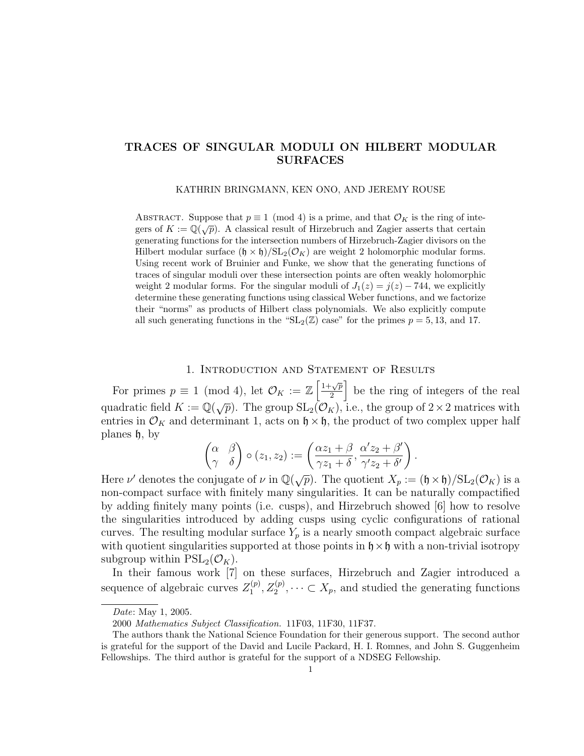# TRACES OF SINGULAR MODULI ON HILBERT MODULAR SURFACES

KATHRIN BRINGMANN, KEN ONO, AND JEREMY ROUSE

Abstract. Suppose that $p \equiv 1 \pmod 4$ is a prime, and that $\mathcal{O}_K$ is the ring of integers of $K := \mathbb{Q}(\sqrt{p})$. A classical result of Hirzebruch and Zagier asserts that certain generating functions for the intersection numbers of Hirzebruch-Zagier divisors on the Hilbert modular surface $(\mathfrak{h} \times \mathfrak{h})/\mathrm{SL}_2(\mathcal{O}_K)$ are weight 2 holomorphic modular forms. Using recent work of Bruinier and Funke, we show that the generating functions of traces of singular moduli over these intersection points are often weakly holomorphic weight 2 modular forms. For the singular moduli of $J_1(z) = j(z) - 744$, we explicitly determine these generating functions using classical Weber functions, and we factorize their "norms" as products of Hilbert class polynomials. We also explicitly compute all such generating functions in the "$\mathrm{SL}_2(\mathbb{Z})$ case" for the primes $p = 5, 13$, and $17$.

## 1. Introduction and Statement of Results

For primes $p \equiv 1 \pmod 4$, let $\mathcal{O}_K := \mathbb{Z}\left[\frac{1+\sqrt{p}}{2}\right]$ be the ring of integers of the real quadratic field $K := \mathbb{Q}(\sqrt{p})$. The group $\mathrm{SL}_2(\mathcal{O}_K)$, i.e., the group of $2 \times 2$ matrices with entries in $\mathcal{O}_K$ and determinant 1, acts on $\mathfrak{h} \times \mathfrak{h}$, the product of two complex upper half planes $\mathfrak{h}$, by

$$\begin{pmatrix} \alpha & \beta \\ \gamma & \delta \end{pmatrix} \circ (z_1, z_2) := \left( \frac{\alpha z_1 + \beta}{\gamma z_1 + \delta}, \frac{\alpha' z_2 + \beta'}{\gamma' z_2 + \delta'} \right).$$

Here $\nu'$ denotes the conjugate of $\nu$ in $\mathbb{Q}(\sqrt{p})$. The quotient $X_p := (\mathfrak{h} \times \mathfrak{h})/\mathrm{SL}_2(\mathcal{O}_K)$ is a non-compact surface with finitely many singularities. It can be naturally compactified by adding finitely many points (i.e. cusps), and Hirzebruch showed [6] how to resolve the singularities introduced by adding cusps using cyclic configurations of rational curves. The resulting modular surface $Y_p$ is a nearly smooth compact algebraic surface with quotient singularities supported at those points in $\mathfrak{h} \times \mathfrak{h}$ with a non-trivial isotropy subgroup within $\mathrm{PSL}_2(\mathcal{O}_K)$.

In their famous work [7] on these surfaces, Hirzebruch and Zagier introduced a sequence of algebraic curves $Z_1^{(p)}, Z_2^{(p)}, \cdots \subset X_p$, and studied the generating functions

---

*Date*: May 1, 2005.

2000 *Mathematics Subject Classification.* 11F03, 11F30, 11F37.

The authors thank the National Science Foundation for their generous support. The second author is grateful for the support of the David and Lucile Packard, H. I. Romnes, and John S. Guggenheim Fellowships. The third author is grateful for the support of a NDSEG Fellowship.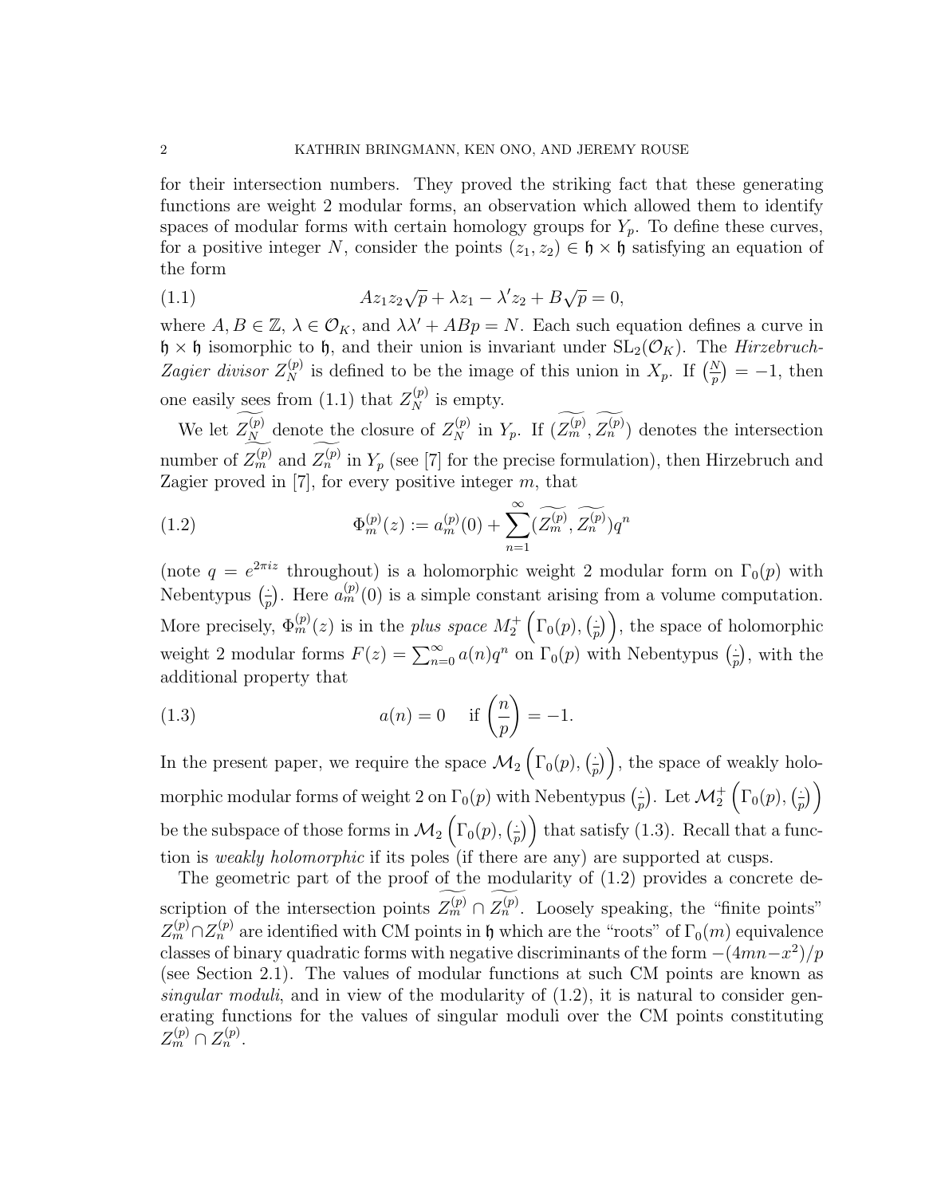for their intersection numbers. They proved the striking fact that these generating functions are weight 2 modular forms, an observation which allowed them to identify spaces of modular forms with certain homology groups for $Y_p$. To define these curves, for a positive integer $N$, consider the points $(z_1, z_2) \in \mathfrak{h} \times \mathfrak{h}$ satisfying an equation of the form

$$Az_1z_2\sqrt{p} + \lambda z_1 - \lambda' z_2 + B\sqrt{p} = 0, \tag{1.1}$$

where $A, B \in \mathbb{Z}$, $\lambda \in \mathcal{O}_K$, and $\lambda\lambda' + ABp = N$. Each such equation defines a curve in $\mathfrak{h} \times \mathfrak{h}$ isomorphic to $\mathfrak{h}$, and their union is invariant under $\mathrm{SL}_2(\mathcal{O}_K)$. The *Hirzebruch-Zagier divisor* $Z_N^{(p)}$ is defined to be the image of this union in $X_p$. If $\left(\frac{N}{p}\right) = -1$, then one easily sees from (1.1) that $Z_N^{(p)}$ is empty.

We let $\widetilde{Z_N^{(p)}}$ denote the closure of $Z_N^{(p)}$ in $Y_p$. If $(\widetilde{Z_m^{(p)}}, \widetilde{Z_n^{(p)}})$ denotes the intersection number of $\widetilde{Z_m^{(p)}}$ and $\widetilde{Z_n^{(p)}}$ in $Y_p$ (see [7] for the precise formulation), then Hirzebruch and Zagier proved in [7], for every positive integer $m$, that

$$\Phi_m^{(p)}(z) := a_m^{(p)}(0) + \sum_{n=1}^{\infty} (\widetilde{Z_m^{(p)}}, \widetilde{Z_n^{(p)}}) q^n \tag{1.2}$$

(note $q = e^{2\pi i z}$ throughout) is a holomorphic weight 2 modular form on $\Gamma_0(p)$ with Nebentypus $\left(\frac{\cdot}{p}\right)$. Here $a_m^{(p)}(0)$ is a simple constant arising from a volume computation. More precisely, $\Phi_m^{(p)}(z)$ is in the *plus space* $M_2^+\left(\Gamma_0(p), \left(\frac{\cdot}{p}\right)\right)$, the space of holomorphic weight 2 modular forms $F(z) = \sum_{n=0}^{\infty} a(n)q^n$ on $\Gamma_0(p)$ with Nebentypus $\left(\frac{\cdot}{p}\right)$, with the additional property that

$$a(n) = 0 \quad \text{if } \left(\frac{n}{p}\right) = -1. \tag{1.3}$$

In the present paper, we require the space $\mathcal{M}_2\left(\Gamma_0(p), \left(\frac{\cdot}{p}\right)\right)$, the space of weakly holomorphic modular forms of weight 2 on $\Gamma_0(p)$ with Nebentypus $\left(\frac{\cdot}{p}\right)$. Let $\mathcal{M}_2^+\left(\Gamma_0(p), \left(\frac{\cdot}{p}\right)\right)$ be the subspace of those forms in $\mathcal{M}_2\left(\Gamma_0(p), \left(\frac{\cdot}{p}\right)\right)$ that satisfy (1.3). Recall that a function is *weakly holomorphic* if its poles (if there are any) are supported at cusps.

The geometric part of the proof of the modularity of (1.2) provides a concrete description of the intersection points $\widetilde{Z_m^{(p)}} \cap \widetilde{Z_n^{(p)}}$. Loosely speaking, the "finite points" $Z_m^{(p)} \cap Z_n^{(p)}$ are identified with CM points in $\mathfrak{h}$ which are the "roots" of $\Gamma_0(m)$ equivalence classes of binary quadratic forms with negative discriminants of the form $-(4mn-x^2)/p$ (see Section 2.1). The values of modular functions at such CM points are known as *singular moduli*, and in view of the modularity of (1.2), it is natural to consider generating functions for the values of singular moduli over the CM points constituting $Z_m^{(p)} \cap Z_n^{(p)}$.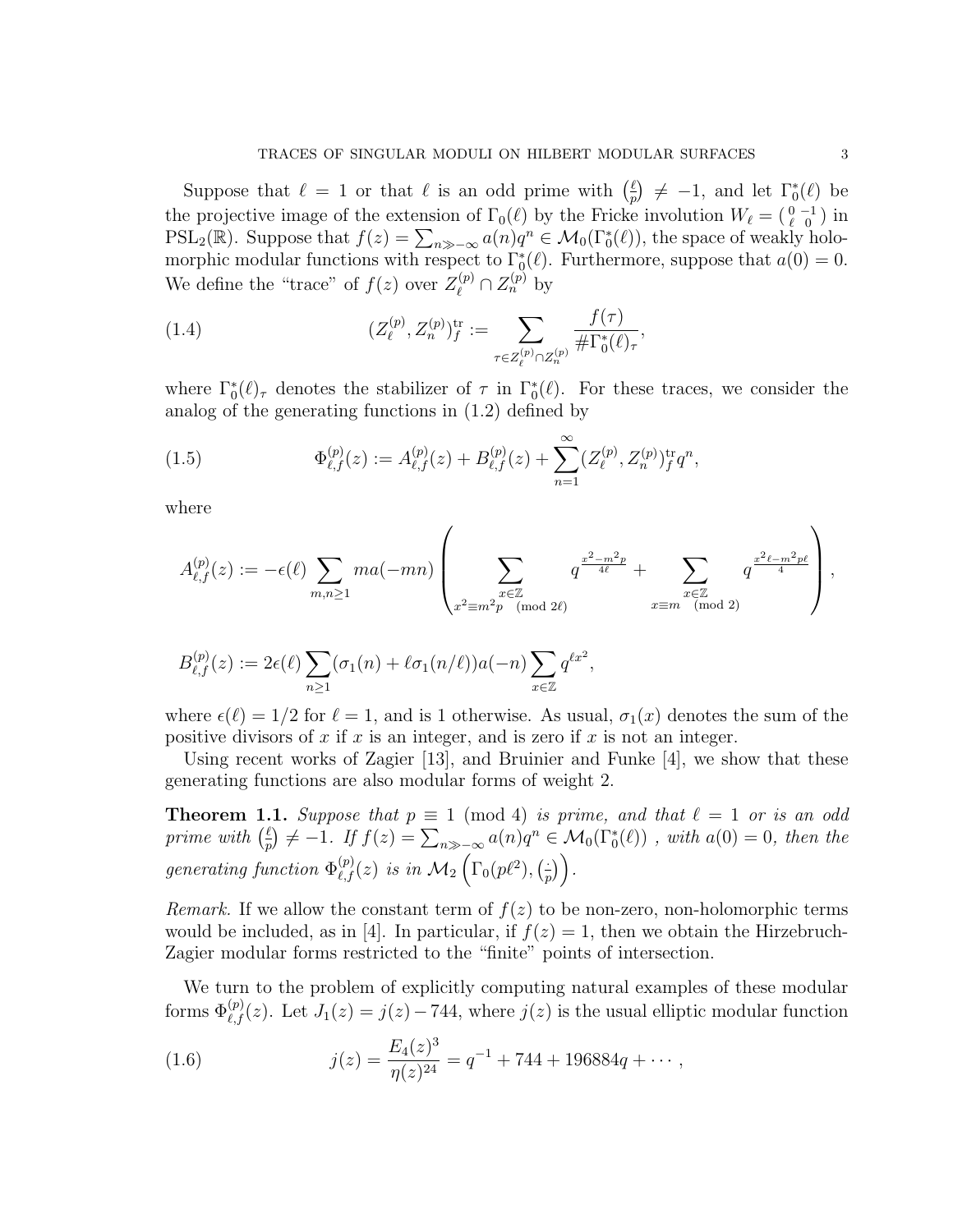Suppose that $\ell = 1$ or that $\ell$ is an odd prime with $\left(\frac{\ell}{p}\right) \neq -1$, and let $\Gamma_0^*(\ell)$ be the projective image of the extension of $\Gamma_0(\ell)$ by the Fricke involution $W_\ell = \left(\begin{smallmatrix} 0 & -1 \\ \ell & 0 \end{smallmatrix}\right)$ in $\mathrm{PSL}_2(\mathbb{R})$. Suppose that $f(z) = \sum_{n \gg -\infty} a(n) q^n \in \mathcal{M}_0(\Gamma_0^*(\ell))$, the space of weakly holomorphic modular functions with respect to $\Gamma_0^*(\ell)$. Furthermore, suppose that $a(0) = 0$. We define the "trace" of $f(z)$ over $Z_\ell^{(p)} \cap Z_n^{(p)}$ by

$$(Z_\ell^{(p)}, Z_n^{(p)})_f^{\mathrm{tr}} := \sum_{\tau \in Z_\ell^{(p)} \cap Z_n^{(p)}} \frac{f(\tau)}{\#\Gamma_0^*(\ell)_\tau}, \tag{1.4}$$

where $\Gamma_0^*(\ell)_\tau$ denotes the stabilizer of $\tau$ in $\Gamma_0^*(\ell)$. For these traces, we consider the analog of the generating functions in (1.2) defined by

$$\Phi_{\ell,f}^{(p)}(z) := A_{\ell,f}^{(p)}(z) + B_{\ell,f}^{(p)}(z) + \sum_{n=1}^{\infty} (Z_\ell^{(p)}, Z_n^{(p)})_f^{\mathrm{tr}} q^n, \tag{1.5}$$

where

$$A_{\ell,f}^{(p)}(z) := -\epsilon(\ell) \sum_{m,n \geq 1} m a(-mn) \left( \sum_{\substack{x \in \mathbb{Z} \\ x^2 \equiv m^2 p \pmod{2\ell}}} q^{\frac{x^2 - m^2 p}{4\ell}} + \sum_{\substack{x \in \mathbb{Z} \\ x \equiv m \pmod{2}}} q^{\frac{x^2 \ell - m^2 p \ell}{4}} \right),$$

$$B_{\ell,f}^{(p)}(z) := 2\epsilon(\ell) \sum_{n \geq 1} (\sigma_1(n) + \ell \sigma_1(n/\ell)) a(-n) \sum_{x \in \mathbb{Z}} q^{\ell x^2},$$

where $\epsilon(\ell) = 1/2$ for $\ell = 1$, and is 1 otherwise. As usual, $\sigma_1(x)$ denotes the sum of the positive divisors of $x$ if $x$ is an integer, and is zero if $x$ is not an integer.

Using recent works of Zagier [13], and Bruinier and Funke [4], we show that these generating functions are also modular forms of weight 2.

**Theorem 1.1.** *Suppose that $p \equiv 1 \pmod 4$ is prime, and that $\ell = 1$ or is an odd prime with $\left(\frac{\ell}{p}\right) \neq -1$. If $f(z) = \sum_{n \gg -\infty} a(n) q^n \in \mathcal{M}_0(\Gamma_0^*(\ell))$ , with $a(0) = 0$, then the generating function $\Phi_{\ell,f}^{(p)}(z)$ is in $\mathcal{M}_2\left(\Gamma_0(p\ell^2), \left(\frac{\cdot}{p}\right)\right)$.*

*Remark.* If we allow the constant term of $f(z)$ to be non-zero, non-holomorphic terms would be included, as in [4]. In particular, if $f(z) = 1$, then we obtain the Hirzebruch-Zagier modular forms restricted to the "finite" points of intersection.

We turn to the problem of explicitly computing natural examples of these modular forms $\Phi_{\ell,f}^{(p)}(z)$. Let $J_1(z) = j(z) - 744$, where $j(z)$ is the usual elliptic modular function

$$j(z) = \frac{E_4(z)^3}{\eta(z)^{24}} = q^{-1} + 744 + 196884q + \cdots, \tag{1.6}$$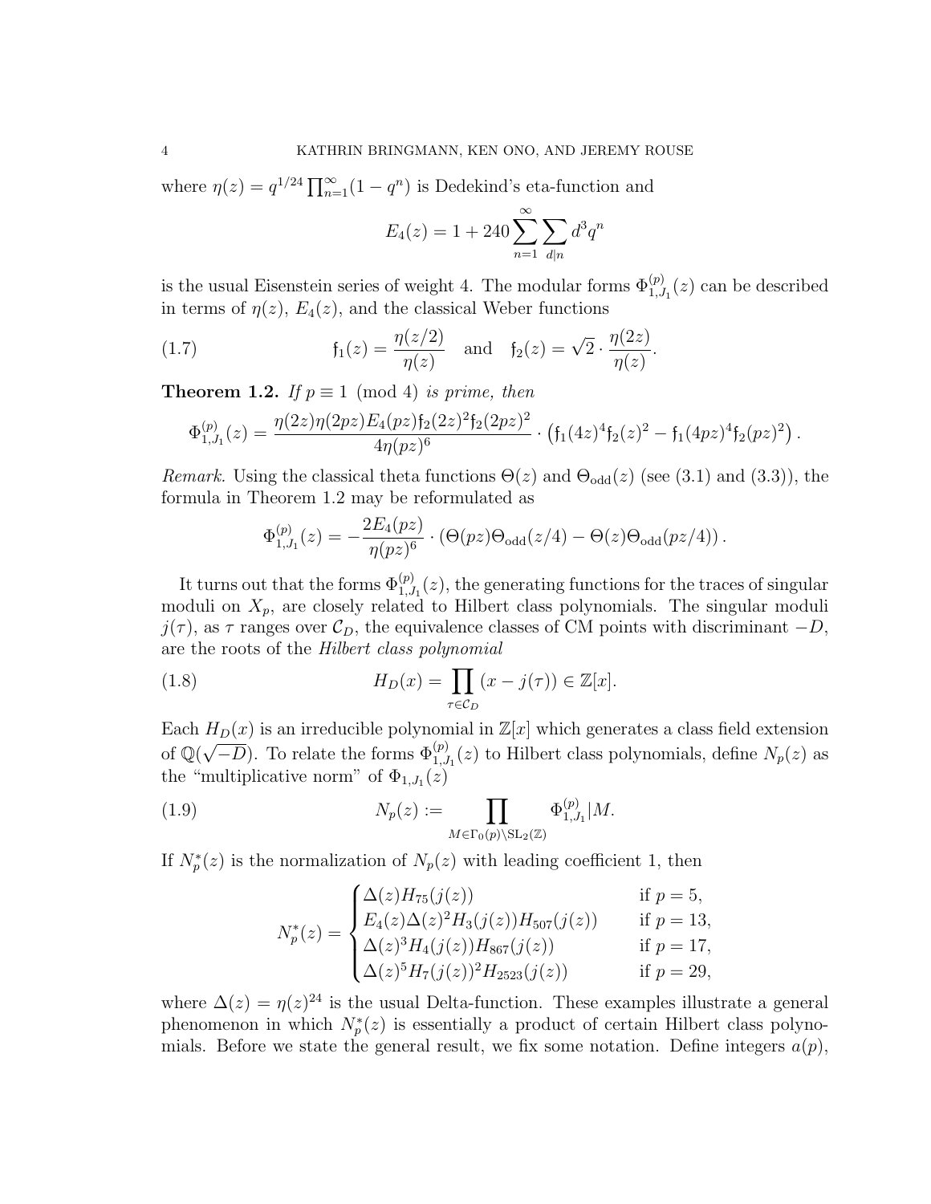where $\eta(z) = q^{1/24} \prod_{n=1}^{\infty}(1-q^n)$ is Dedekind's eta-function and

$$E_4(z) = 1 + 240 \sum_{n=1}^{\infty} \sum_{d|n} d^3 q^n$$

is the usual Eisenstein series of weight 4. The modular forms $\Phi^{(p)}_{1,J_1}(z)$ can be described in terms of $\eta(z)$, $E_4(z)$, and the classical Weber functions

$$\mathfrak{f}_1(z) = \frac{\eta(z/2)}{\eta(z)} \quad \text{and} \quad \mathfrak{f}_2(z) = \sqrt{2} \cdot \frac{\eta(2z)}{\eta(z)}. \tag{1.7}$$

**Theorem 1.2.** *If $p \equiv 1 \pmod 4$ is prime, then*

$$\Phi^{(p)}_{1,J_1}(z) = \frac{\eta(2z)\eta(2pz)E_4(pz)\mathfrak{f}_2(2z)^2\mathfrak{f}_2(2pz)^2}{4\eta(pz)^6} \cdot \left(\mathfrak{f}_1(4z)^4\mathfrak{f}_2(z)^2 - \mathfrak{f}_1(4pz)^4\mathfrak{f}_2(pz)^2\right).$$

*Remark.* Using the classical theta functions $\Theta(z)$ and $\Theta_{\mathrm{odd}}(z)$ (see (3.1) and (3.3)), the formula in Theorem 1.2 may be reformulated as

$$\Phi^{(p)}_{1,J_1}(z) = -\frac{2E_4(pz)}{\eta(pz)^6} \cdot \left(\Theta(pz)\Theta_{\mathrm{odd}}(z/4) - \Theta(z)\Theta_{\mathrm{odd}}(pz/4)\right).$$

It turns out that the forms $\Phi^{(p)}_{1,J_1}(z)$, the generating functions for the traces of singular moduli on $X_p$, are closely related to Hilbert class polynomials. The singular moduli $j(\tau)$, as $\tau$ ranges over $\mathcal{C}_D$, the equivalence classes of CM points with discriminant $-D$, are the roots of the *Hilbert class polynomial*

$$H_D(x) = \prod_{\tau \in \mathcal{C}_D} (x - j(\tau)) \in \mathbb{Z}[x]. \tag{1.8}$$

Each $H_D(x)$ is an irreducible polynomial in $\mathbb{Z}[x]$ which generates a class field extension of $\mathbb{Q}(\sqrt{-D})$. To relate the forms $\Phi^{(p)}_{1,J_1}(z)$ to Hilbert class polynomials, define $N_p(z)$ as the "multiplicative norm" of $\Phi_{1,J_1}(z)$

$$N_p(z) := \prod_{M \in \Gamma_0(p)\backslash \mathrm{SL}_2(\mathbb{Z})} \Phi^{(p)}_{1,J_1}|M. \tag{1.9}$$

If $N_p^*(z)$ is the normalization of $N_p(z)$ with leading coefficient 1, then

$$N_p^*(z) = \begin{cases} \Delta(z)H_{75}(j(z)) & \text{if } p = 5, \\ E_4(z)\Delta(z)^2 H_3(j(z))H_{507}(j(z)) & \text{if } p = 13, \\ \Delta(z)^3 H_4(j(z))H_{867}(j(z)) & \text{if } p = 17, \\ \Delta(z)^5 H_7(j(z))^2 H_{2523}(j(z)) & \text{if } p = 29, \end{cases}$$

where $\Delta(z) = \eta(z)^{24}$ is the usual Delta-function. These examples illustrate a general phenomenon in which $N_p^*(z)$ is essentially a product of certain Hilbert class polynomials. Before we state the general result, we fix some notation. Define integers $a(p)$,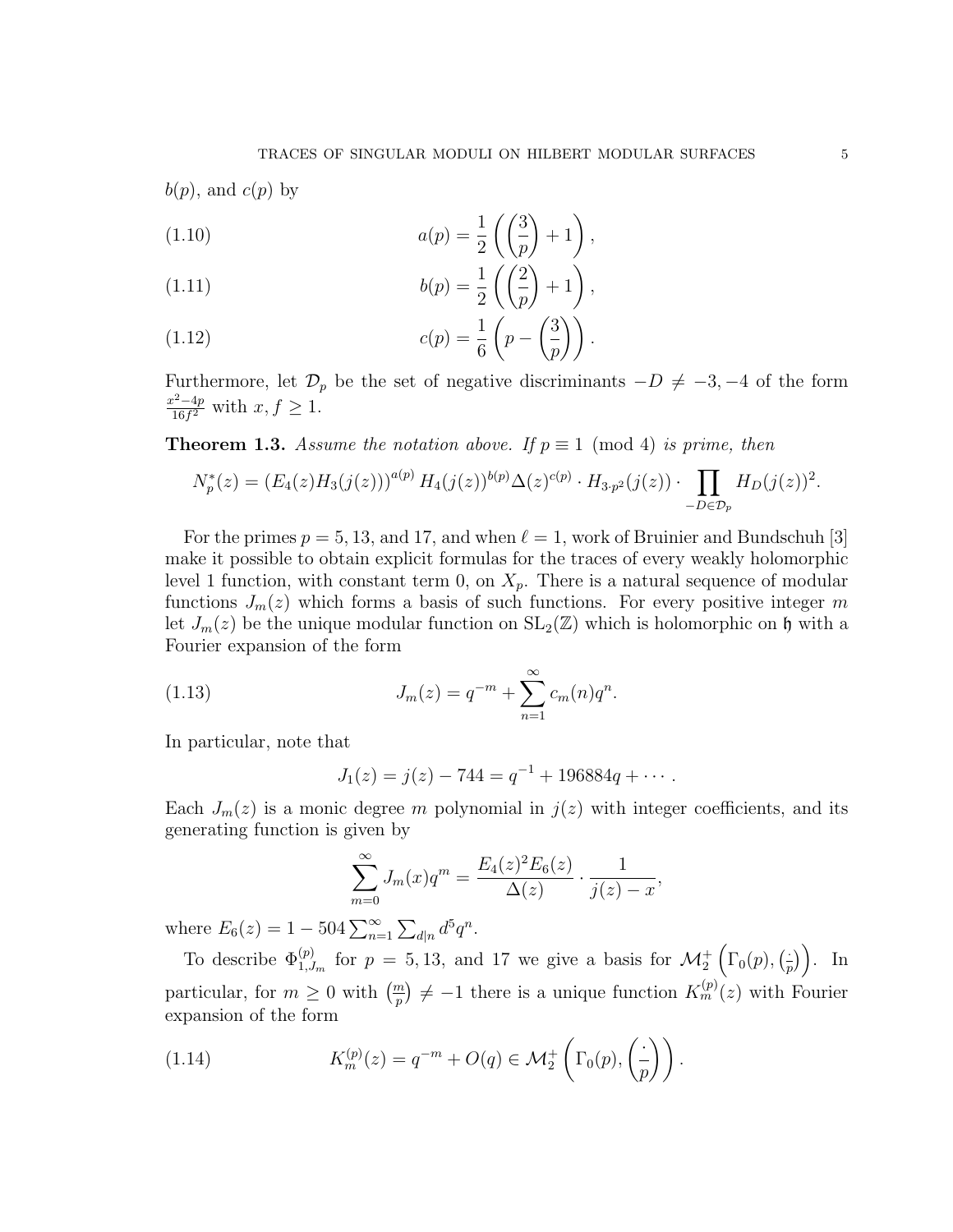$b(p)$, and $c(p)$ by

$$a(p) = \frac{1}{2}\left(\left(\frac{3}{p}\right) + 1\right), \tag{1.10}$$

$$b(p) = \frac{1}{2}\left(\left(\frac{2}{p}\right) + 1\right), \tag{1.11}$$

$$c(p) = \frac{1}{6}\left(p - \left(\frac{3}{p}\right)\right). \tag{1.12}$$

Furthermore, let $\mathcal{D}_p$ be the set of negative discriminants $-D \neq -3, -4$ of the form $\frac{x^2-4p}{16f^2}$ with $x, f \geq 1$.

**Theorem 1.3.** *Assume the notation above. If $p \equiv 1 \pmod 4$ is prime, then*

$$N_p^*(z) = \left(E_4(z)H_3(j(z))\right)^{a(p)} H_4(j(z))^{b(p)} \Delta(z)^{c(p)} \cdot H_{3\cdot p^2}(j(z)) \cdot \prod_{-D\in\mathcal{D}_p} H_D(j(z))^2.$$

For the primes $p = 5, 13$, and $17$, and when $\ell = 1$, work of Bruinier and Bundschuh [3] make it possible to obtain explicit formulas for the traces of every weakly holomorphic level 1 function, with constant term 0, on $X_p$. There is a natural sequence of modular functions $J_m(z)$ which forms a basis of such functions. For every positive integer $m$ let $J_m(z)$ be the unique modular function on $\mathrm{SL}_2(\mathbb{Z})$ which is holomorphic on $\mathfrak{h}$ with a Fourier expansion of the form

$$J_m(z) = q^{-m} + \sum_{n=1}^{\infty} c_m(n)q^n. \tag{1.13}$$

In particular, note that

$$J_1(z) = j(z) - 744 = q^{-1} + 196884q + \cdots.$$

Each $J_m(z)$ is a monic degree $m$ polynomial in $j(z)$ with integer coefficients, and its generating function is given by

$$\sum_{m=0}^{\infty} J_m(x)q^m = \frac{E_4(z)^2E_6(z)}{\Delta(z)} \cdot \frac{1}{j(z) - x},$$

where $E_6(z) = 1 - 504\sum_{n=1}^{\infty}\sum_{d\mid n} d^5 q^n$.

To describe $\Phi_{1,J_m}^{(p)}$ for $p = 5, 13$, and $17$ we give a basis for $\mathcal{M}_2^+\left(\Gamma_0(p), \left(\frac{\cdot}{p}\right)\right)$. In particular, for $m \geq 0$ with $\left(\frac{m}{p}\right) \neq -1$ there is a unique function $K_m^{(p)}(z)$ with Fourier expansion of the form

$$K_m^{(p)}(z) = q^{-m} + O(q) \in \mathcal{M}_2^+\left(\Gamma_0(p), \left(\frac{\cdot}{p}\right)\right). \tag{1.14}$$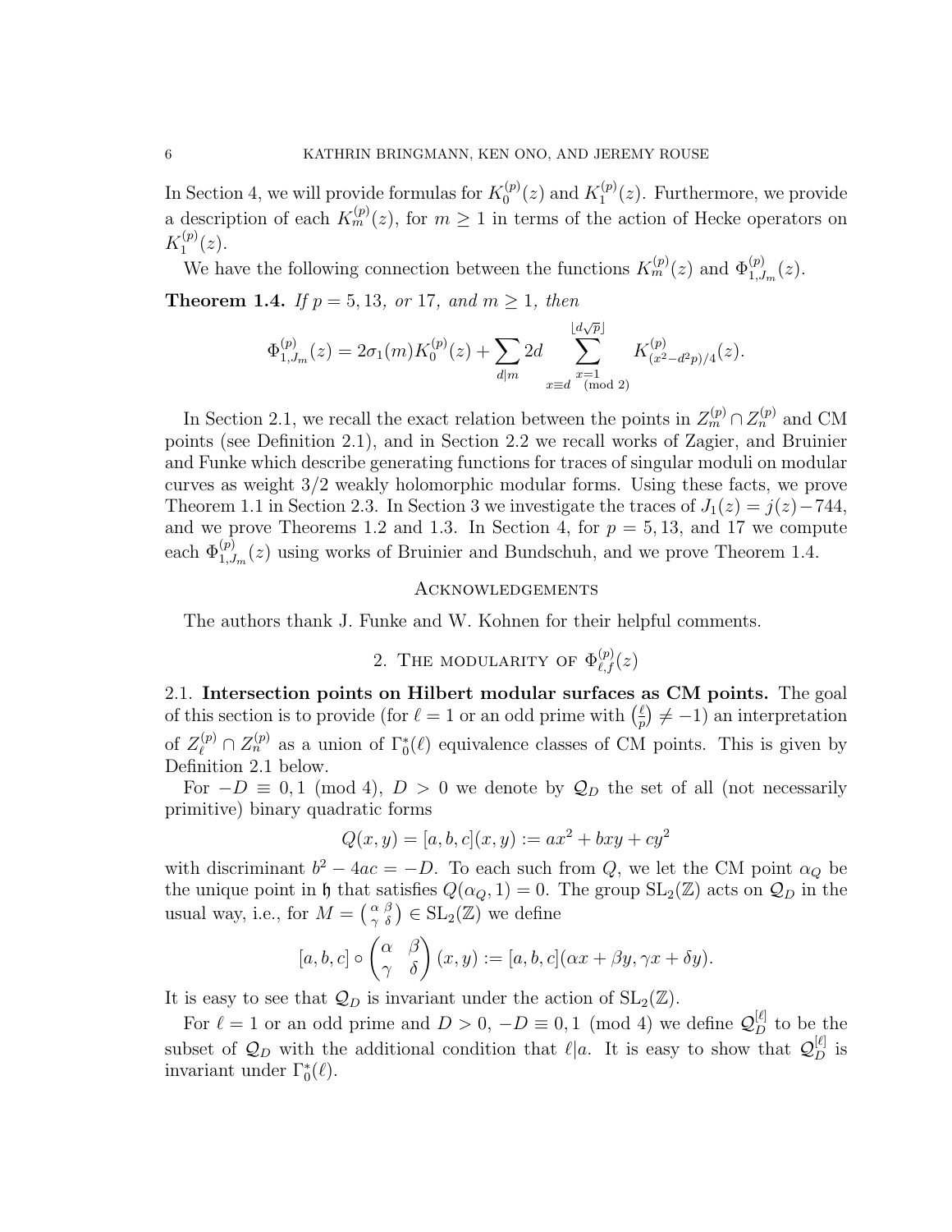In Section 4, we will provide formulas for $K_0^{(p)}(z)$ and $K_1^{(p)}(z)$. Furthermore, we provide a description of each $K_m^{(p)}(z)$, for $m \geq 1$ in terms of the action of Hecke operators on $K_1^{(p)}(z)$.

We have the following connection between the functions $K_m^{(p)}(z)$ and $\Phi_{1,J_m}^{(p)}(z)$.

**Theorem 1.4.** *If $p = 5, 13,$ or $17$, and $m \geq 1$, then*

$$\Phi_{1,J_m}^{(p)}(z) = 2\sigma_1(m) K_0^{(p)}(z) + \sum_{d|m} 2d \sum_{\substack{x=1 \\ x \equiv d \pmod 2}}^{\lfloor d\sqrt{p} \rfloor} K_{(x^2-d^2p)/4}^{(p)}(z).$$

In Section 2.1, we recall the exact relation between the points in $Z_m^{(p)} \cap Z_n^{(p)}$ and CM points (see Definition 2.1), and in Section 2.2 we recall works of Zagier, and Bruinier and Funke which describe generating functions for traces of singular moduli on modular curves as weight 3/2 weakly holomorphic modular forms. Using these facts, we prove Theorem 1.1 in Section 2.3. In Section 3 we investigate the traces of $J_1(z) = j(z) - 744$, and we prove Theorems 1.2 and 1.3. In Section 4, for $p = 5, 13$, and 17 we compute each $\Phi_{1,J_m}^{(p)}(z)$ using works of Bruinier and Bundschuh, and we prove Theorem 1.4.

## Acknowledgements

The authors thank J. Funke and W. Kohnen for their helpful comments.

## 2. The modularity of $\Phi_{\ell,f}^{(p)}(z)$

**2.1. Intersection points on Hilbert modular surfaces as CM points.** The goal of this section is to provide (for $\ell = 1$ or an odd prime with $\left(\frac{\ell}{p}\right) \neq -1$) an interpretation of $Z_\ell^{(p)} \cap Z_n^{(p)}$ as a union of $\Gamma_0^*(\ell)$ equivalence classes of CM points. This is given by Definition 2.1 below.

For $-D \equiv 0, 1 \pmod 4$, $D > 0$ we denote by $\mathcal{Q}_D$ the set of all (not necessarily primitive) binary quadratic forms

$$Q(x, y) = [a, b, c](x, y) := ax^2 + bxy + cy^2$$

with discriminant $b^2 - 4ac = -D$. To each such from $Q$, we let the CM point $\alpha_Q$ be the unique point in $\mathfrak{h}$ that satisfies $Q(\alpha_Q, 1) = 0$. The group $\mathrm{SL}_2(\mathbb{Z})$ acts on $\mathcal{Q}_D$ in the usual way, i.e., for $M = \left(\begin{smallmatrix} \alpha & \beta \\ \gamma & \delta \end{smallmatrix}\right) \in \mathrm{SL}_2(\mathbb{Z})$ we define

$$[a, b, c] \circ \begin{pmatrix} \alpha & \beta \\ \gamma & \delta \end{pmatrix} (x, y) := [a, b, c](\alpha x + \beta y, \gamma x + \delta y).$$

It is easy to see that $\mathcal{Q}_D$ is invariant under the action of $\mathrm{SL}_2(\mathbb{Z})$.

For $\ell = 1$ or an odd prime and $D > 0$, $-D \equiv 0, 1 \pmod 4$ we define $\mathcal{Q}_D^{[\ell]}$ to be the subset of $\mathcal{Q}_D$ with the additional condition that $\ell | a$. It is easy to show that $\mathcal{Q}_D^{[\ell]}$ is invariant under $\Gamma_0^*(\ell)$.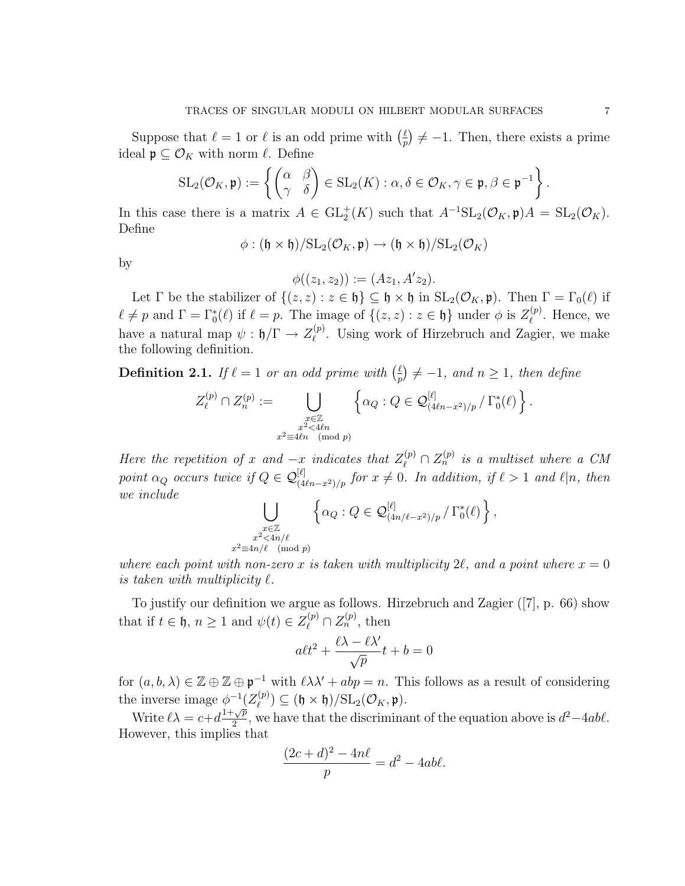Suppose that $\ell = 1$ or $\ell$ is an odd prime with $\left(\frac{\ell}{p}\right) \neq -1$. Then, there exists a prime ideal $\mathfrak{p} \subseteq \mathcal{O}_K$ with norm $\ell$. Define

$$\mathrm{SL}_2(\mathcal{O}_K, \mathfrak{p}) := \left\{ \begin{pmatrix} \alpha & \beta \\ \gamma & \delta \end{pmatrix} \in \mathrm{SL}_2(K) : \alpha, \delta \in \mathcal{O}_K, \gamma \in \mathfrak{p}, \beta \in \mathfrak{p}^{-1} \right\}.$$

In this case there is a matrix $A \in \mathrm{GL}_2^+(K)$ such that $A^{-1}\mathrm{SL}_2(\mathcal{O}_K, \mathfrak{p})A = \mathrm{SL}_2(\mathcal{O}_K)$. Define

$$\phi : (\mathfrak{h} \times \mathfrak{h})/\mathrm{SL}_2(\mathcal{O}_K, \mathfrak{p}) \to (\mathfrak{h} \times \mathfrak{h})/\mathrm{SL}_2(\mathcal{O}_K)$$

by

$$\phi((z_1, z_2)) := (Az_1, A'z_2).$$

Let $\Gamma$ be the stabilizer of $\{(z, z) : z \in \mathfrak{h}\} \subseteq \mathfrak{h} \times \mathfrak{h}$ in $\mathrm{SL}_2(\mathcal{O}_K, \mathfrak{p})$. Then $\Gamma = \Gamma_0(\ell)$ if $\ell \neq p$ and $\Gamma = \Gamma_0^*(\ell)$ if $\ell = p$. The image of $\{(z, z) : z \in \mathfrak{h}\}$ under $\phi$ is $Z_\ell^{(p)}$. Hence, we have a natural map $\psi : \mathfrak{h}/\Gamma \to Z_\ell^{(p)}$. Using work of Hirzebruch and Zagier, we make the following definition.

**Definition 2.1.** *If $\ell = 1$ or an odd prime with $\left(\frac{\ell}{p}\right) \neq -1$, and $n \geq 1$, then define*

$$Z_\ell^{(p)} \cap Z_n^{(p)} := \bigcup_{\substack{x \in \mathbb{Z} \\ x^2 < 4\ell n \\ x^2 \equiv 4\ell n \pmod{p}}} \left\{ \alpha_Q : Q \in \mathcal{Q}^{[\ell]}_{(4\ell n - x^2)/p} \,/\, \Gamma_0^*(\ell) \right\}.$$

*Here the repetition of $x$ and $-x$ indicates that $Z_\ell^{(p)} \cap Z_n^{(p)}$ is a multiset where a CM point $\alpha_Q$ occurs twice if $Q \in \mathcal{Q}^{[\ell]}_{(4\ell n - x^2)/p}$ for $x \neq 0$. In addition, if $\ell > 1$ and $\ell | n$, then we include*

$$\bigcup_{\substack{x \in \mathbb{Z} \\ x^2 < 4n/\ell \\ x^2 \equiv 4n/\ell \pmod{p}}} \left\{ \alpha_Q : Q \in \mathcal{Q}^{[\ell]}_{(4n/\ell - x^2)/p} \,/\, \Gamma_0^*(\ell) \right\},$$

*where each point with non-zero $x$ is taken with multiplicity $2\ell$, and a point where $x = 0$ is taken with multiplicity $\ell$.*

To justify our definition we argue as follows. Hirzebruch and Zagier ([7], p. 66) show that if $t \in \mathfrak{h}$, $n \geq 1$ and $\psi(t) \in Z_\ell^{(p)} \cap Z_n^{(p)}$, then

$$a\ell t^2 + \frac{\ell\lambda - \ell\lambda'}{\sqrt{p}} t + b = 0$$

for $(a, b, \lambda) \in \mathbb{Z} \oplus \mathbb{Z} \oplus \mathfrak{p}^{-1}$ with $\ell\lambda\lambda' + abp = n$. This follows as a result of considering the inverse image $\phi^{-1}(Z_\ell^{(p)}) \subseteq (\mathfrak{h} \times \mathfrak{h})/\mathrm{SL}_2(\mathcal{O}_K, \mathfrak{p})$.

Write $\ell\lambda = c + d\frac{1+\sqrt{p}}{2}$, we have that the discriminant of the equation above is $d^2 - 4ab\ell$. However, this implies that

$$\frac{(2c + d)^2 - 4n\ell}{p} = d^2 - 4ab\ell.$$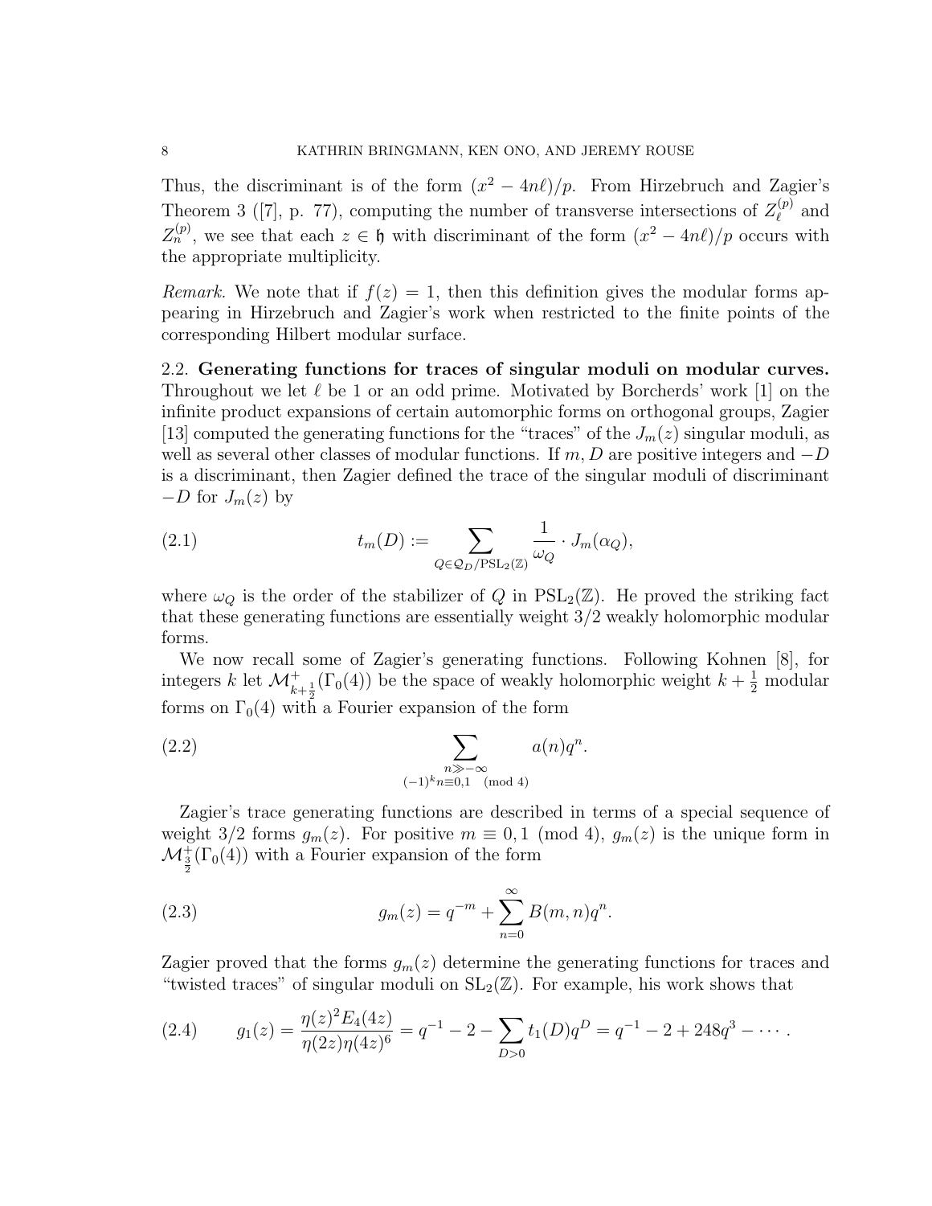Thus, the discriminant is of the form $(x^2 - 4n\ell)/p$. From Hirzebruch and Zagier's Theorem 3 ([7], p. 77), computing the number of transverse intersections of $Z_\ell^{(p)}$ and $Z_n^{(p)}$, we see that each $z \in \mathfrak{h}$ with discriminant of the form $(x^2 - 4n\ell)/p$ occurs with the appropriate multiplicity.

*Remark.* We note that if $f(z) = 1$, then this definition gives the modular forms appearing in Hirzebruch and Zagier's work when restricted to the finite points of the corresponding Hilbert modular surface.

**2.2. Generating functions for traces of singular moduli on modular curves.** Throughout we let $\ell$ be 1 or an odd prime. Motivated by Borcherds' work [1] on the infinite product expansions of certain automorphic forms on orthogonal groups, Zagier [13] computed the generating functions for the "traces" of the $J_m(z)$ singular moduli, as well as several other classes of modular functions. If $m, D$ are positive integers and $-D$ is a discriminant, then Zagier defined the trace of the singular moduli of discriminant $-D$ for $J_m(z)$ by

$$t_m(D) := \sum_{Q \in \mathcal{Q}_D/\mathrm{PSL}_2(\mathbb{Z})} \frac{1}{\omega_Q} \cdot J_m(\alpha_Q), \tag{2.1}$$

where $\omega_Q$ is the order of the stabilizer of $Q$ in $\mathrm{PSL}_2(\mathbb{Z})$. He proved the striking fact that these generating functions are essentially weight $3/2$ weakly holomorphic modular forms.

We now recall some of Zagier's generating functions. Following Kohnen [8], for integers $k$ let $\mathcal{M}^+_{k+\frac{1}{2}}(\Gamma_0(4))$ be the space of weakly holomorphic weight $k + \frac{1}{2}$ modular forms on $\Gamma_0(4)$ with a Fourier expansion of the form

$$\sum_{\substack{n \gg -\infty \\ (-1)^k n \equiv 0,1 \pmod 4}} a(n) q^n. \tag{2.2}$$

Zagier's trace generating functions are described in terms of a special sequence of weight $3/2$ forms $g_m(z)$. For positive $m \equiv 0, 1 \pmod 4$, $g_m(z)$ is the unique form in $\mathcal{M}^+_{\frac{3}{2}}(\Gamma_0(4))$ with a Fourier expansion of the form

$$g_m(z) = q^{-m} + \sum_{n=0}^{\infty} B(m,n) q^n. \tag{2.3}$$

Zagier proved that the forms $g_m(z)$ determine the generating functions for traces and "twisted traces" of singular moduli on $\mathrm{SL}_2(\mathbb{Z})$. For example, his work shows that

$$g_1(z) = \frac{\eta(z)^2 E_4(4z)}{\eta(2z)\eta(4z)^6} = q^{-1} - 2 - \sum_{D>0} t_1(D) q^D = q^{-1} - 2 + 248q^3 - \cdots. \tag{2.4}$$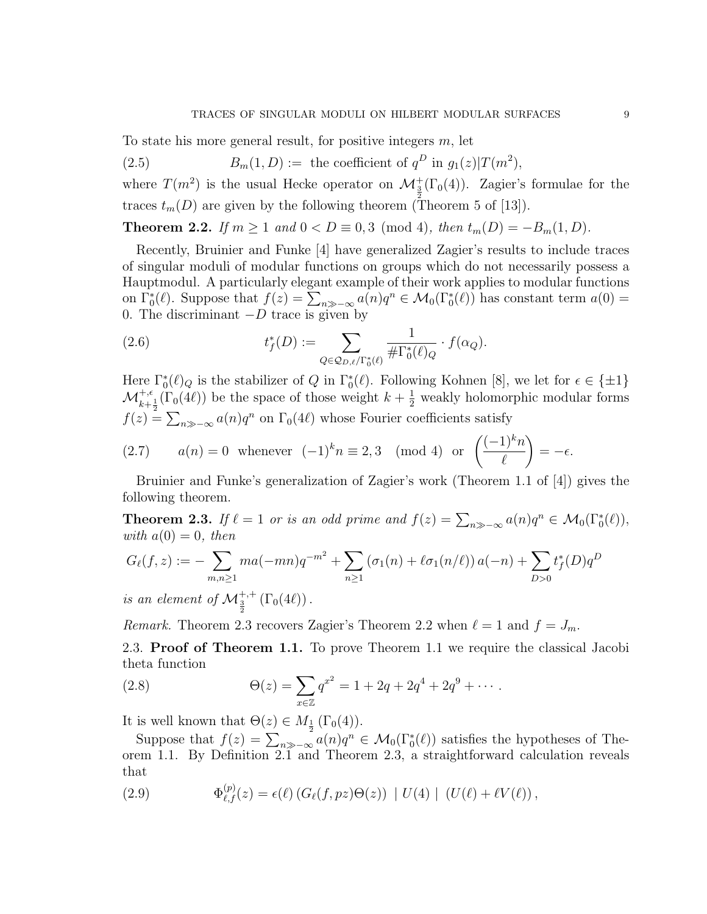To state his more general result, for positive integers $m$, let

$$B_m(1, D) := \text{ the coefficient of } q^D \text{ in } g_1(z)|T(m^2), \tag{2.5}$$

where $T(m^2)$ is the usual Hecke operator on $\mathcal{M}^+_{\frac{3}{2}}(\Gamma_0(4))$. Zagier's formulae for the traces $t_m(D)$ are given by the following theorem (Theorem 5 of [13]).

**Theorem 2.2.** *If $m \geq 1$ and $0 < D \equiv 0, 3 \pmod 4$, then $t_m(D) = -B_m(1, D)$.*

Recently, Bruinier and Funke [4] have generalized Zagier's results to include traces of singular moduli of modular functions on groups which do not necessarily possess a Hauptmodul. A particularly elegant example of their work applies to modular functions on $\Gamma_0^*(\ell)$. Suppose that $f(z) = \sum_{n \gg -\infty} a(n)q^n \in \mathcal{M}_0(\Gamma_0^*(\ell))$ has constant term $a(0) = 0$. The discriminant $-D$ trace is given by

$$t_f^*(D) := \sum_{Q \in \mathcal{Q}_{D,\ell}/\Gamma_0^*(\ell)} \frac{1}{\#\Gamma_0^*(\ell)_Q} \cdot f(\alpha_Q). \tag{2.6}$$

Here $\Gamma_0^*(\ell)_Q$ is the stabilizer of $Q$ in $\Gamma_0^*(\ell)$. Following Kohnen [8], we let for $\epsilon \in \{\pm 1\}$ $\mathcal{M}^{+,\epsilon}_{k+\frac{1}{2}}(\Gamma_0(4\ell))$ be the space of those weight $k + \frac{1}{2}$ weakly holomorphic modular forms $f(z) = \sum_{n \gg -\infty} a(n)q^n$ on $\Gamma_0(4\ell)$ whose Fourier coefficients satisfy

$$a(n) = 0 \;\text{ whenever }\; (-1)^k n \equiv 2, 3 \pmod 4 \;\text{ or }\; \left(\frac{(-1)^k n}{\ell}\right) = -\epsilon. \tag{2.7}$$

Bruinier and Funke's generalization of Zagier's work (Theorem 1.1 of [4]) gives the following theorem.

**Theorem 2.3.** *If $\ell = 1$ or is an odd prime and $f(z) = \sum_{n \gg -\infty} a(n)q^n \in \mathcal{M}_0(\Gamma_0^*(\ell))$, with $a(0) = 0$, then*

$$G_\ell(f, z) := -\sum_{m,n \geq 1} m a(-mn)q^{-m^2} + \sum_{n \geq 1} \left(\sigma_1(n) + \ell\sigma_1(n/\ell)\right) a(-n) + \sum_{D > 0} t_f^*(D)q^D$$

*is an element of $\mathcal{M}^{+,+}_{\frac{3}{2}}\left(\Gamma_0(4\ell)\right)$.*

*Remark.* Theorem 2.3 recovers Zagier's Theorem 2.2 when $\ell = 1$ and $f = J_m$.

2.3. **Proof of Theorem 1.1.** To prove Theorem 1.1 we require the classical Jacobi theta function

$$\Theta(z) = \sum_{x \in \mathbb{Z}} q^{x^2} = 1 + 2q + 2q^4 + 2q^9 + \cdots. \tag{2.8}$$

It is well known that $\Theta(z) \in M_{\frac{1}{2}}\left(\Gamma_0(4)\right)$.

Suppose that $f(z) = \sum_{n \gg -\infty} a(n)q^n \in \mathcal{M}_0(\Gamma_0^*(\ell))$ satisfies the hypotheses of Theorem 1.1. By Definition 2.1 and Theorem 2.3, a straightforward calculation reveals that

$$\Phi^{(p)}_{\ell,f}(z) = \epsilon(\ell) \left(G_\ell(f, pz)\Theta(z)\right) \mid U(4) \mid \left(U(\ell) + \ell V(\ell)\right), \tag{2.9}$$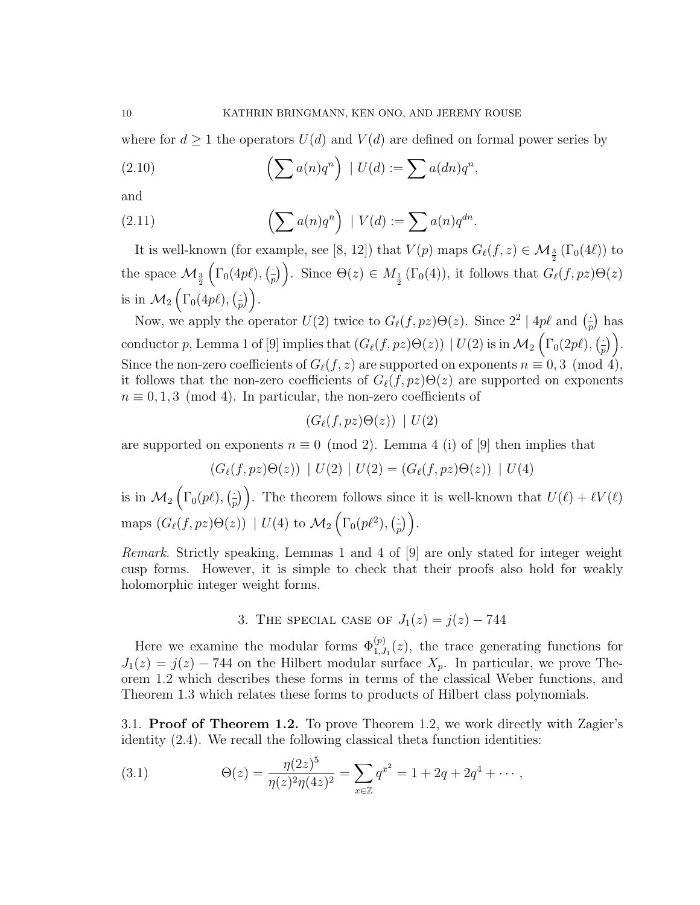where for $d \geq 1$ the operators $U(d)$ and $V(d)$ are defined on formal power series by

$$\left(\sum a(n)q^n\right) \mid U(d) := \sum a(dn)q^n, \tag{2.10}$$

and

$$\left(\sum a(n)q^n\right) \mid V(d) := \sum a(n)q^{dn}. \tag{2.11}$$

It is well-known (for example, see [8, 12]) that $V(p)$ maps $G_\ell(f, z) \in \mathcal{M}_{\frac{3}{2}}(\Gamma_0(4\ell))$ to the space $\mathcal{M}_{\frac{3}{2}}\left(\Gamma_0(4p\ell), \left(\frac{\cdot}{p}\right)\right)$. Since $\Theta(z) \in M_{\frac{1}{2}}(\Gamma_0(4))$, it follows that $G_\ell(f, pz)\Theta(z)$ is in $\mathcal{M}_2\left(\Gamma_0(4p\ell), \left(\frac{\cdot}{p}\right)\right)$.

Now, we apply the operator $U(2)$ twice to $G_\ell(f, pz)\Theta(z)$. Since $2^2 \mid 4p\ell$ and $\left(\frac{\cdot}{p}\right)$ has conductor $p$, Lemma 1 of [9] implies that $(G_\ell(f, pz)\Theta(z)) \mid U(2)$ is in $\mathcal{M}_2\left(\Gamma_0(2p\ell), \left(\frac{\cdot}{p}\right)\right)$. Since the non-zero coefficients of $G_\ell(f, z)$ are supported on exponents $n \equiv 0, 3 \pmod 4$, it follows that the non-zero coefficients of $G_\ell(f, pz)\Theta(z)$ are supported on exponents $n \equiv 0, 1, 3 \pmod 4$. In particular, the non-zero coefficients of

$$(G_\ell(f, pz)\Theta(z)) \mid U(2)$$

are supported on exponents $n \equiv 0 \pmod 2$. Lemma 4 (i) of [9] then implies that

$$(G_\ell(f, pz)\Theta(z)) \mid U(2) \mid U(2) = (G_\ell(f, pz)\Theta(z)) \mid U(4)$$

is in $\mathcal{M}_2\left(\Gamma_0(p\ell), \left(\frac{\cdot}{p}\right)\right)$. The theorem follows since it is well-known that $U(\ell) + \ell V(\ell)$ maps $(G_\ell(f, pz)\Theta(z)) \mid U(4)$ to $\mathcal{M}_2\left(\Gamma_0(p\ell^2), \left(\frac{\cdot}{p}\right)\right)$.

*Remark.* Strictly speaking, Lemmas 1 and 4 of [9] are only stated for integer weight cusp forms. However, it is simple to check that their proofs also hold for weakly holomorphic integer weight forms.

## 3. The special case of $J_1(z) = j(z) - 744$

Here we examine the modular forms $\Phi^{(p)}_{1,J_1}(z)$, the trace generating functions for $J_1(z) = j(z) - 744$ on the Hilbert modular surface $X_p$. In particular, we prove Theorem 1.2 which describes these forms in terms of the classical Weber functions, and Theorem 1.3 which relates these forms to products of Hilbert class polynomials.

### 3.1. Proof of Theorem 1.2.

To prove Theorem 1.2, we work directly with Zagier's identity (2.4). We recall the following classical theta function identities:

$$\Theta(z) = \frac{\eta(2z)^5}{\eta(z)^2\eta(4z)^2} = \sum_{x \in \mathbb{Z}} q^{x^2} = 1 + 2q + 2q^4 + \cdots, \tag{3.1}$$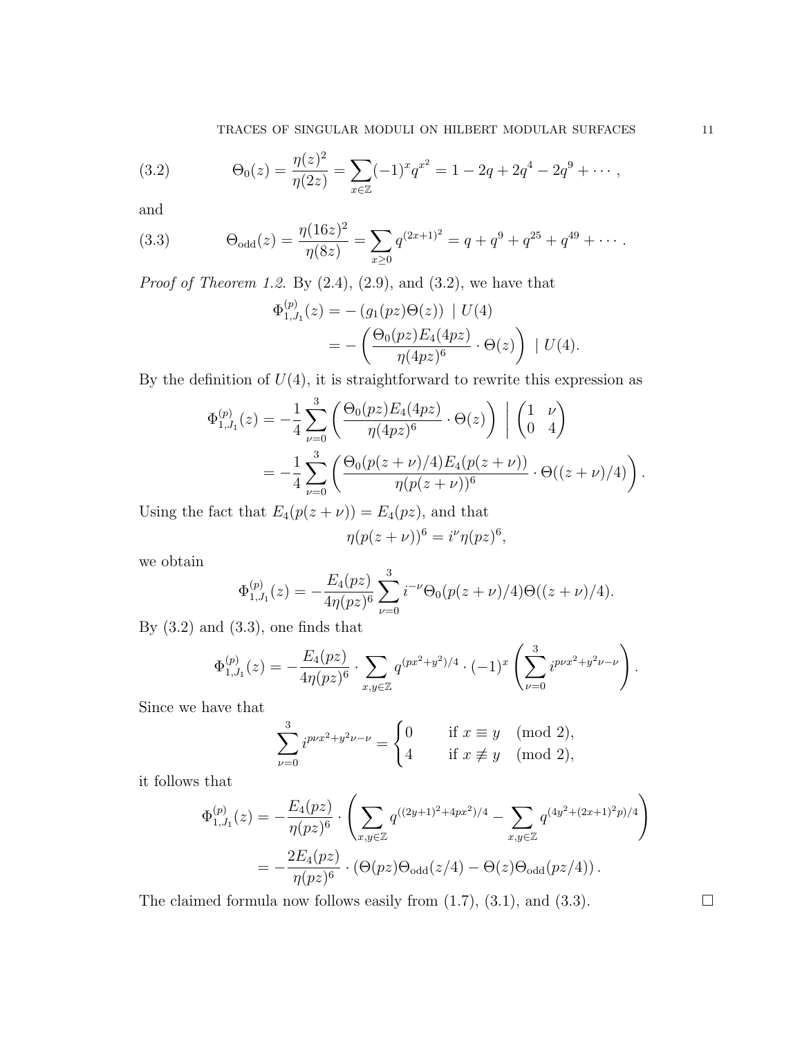$$\Theta_0(z) = \frac{\eta(z)^2}{\eta(2z)} = \sum_{x \in \mathbb{Z}} (-1)^x q^{x^2} = 1 - 2q + 2q^4 - 2q^9 + \cdots, \tag{3.2}$$

and

$$\Theta_{\mathrm{odd}}(z) = \frac{\eta(16z)^2}{\eta(8z)} = \sum_{x \geq 0} q^{(2x+1)^2} = q + q^9 + q^{25} + q^{49} + \cdots. \tag{3.3}$$

*Proof of Theorem 1.2.* By (2.4), (2.9), and (3.2), we have that

$$\begin{aligned}
\Phi^{(p)}_{1,J_1}(z) &= -\left(g_1(pz)\Theta(z)\right) \mid U(4) \\
&= -\left(\frac{\Theta_0(pz)E_4(4pz)}{\eta(4pz)^6} \cdot \Theta(z)\right) \mid U(4).
\end{aligned}$$

By the definition of $U(4)$, it is straightforward to rewrite this expression as

$$\begin{aligned}
\Phi^{(p)}_{1,J_1}(z) &= -\frac{1}{4}\sum_{\nu=0}^{3} \left(\frac{\Theta_0(pz)E_4(4pz)}{\eta(4pz)^6} \cdot \Theta(z)\right) \Bigg| \begin{pmatrix} 1 & \nu \\ 0 & 4 \end{pmatrix} \\
&= -\frac{1}{4}\sum_{\nu=0}^{3} \left(\frac{\Theta_0(p(z+\nu)/4)E_4(p(z+\nu))}{\eta(p(z+\nu))^6} \cdot \Theta((z+\nu)/4)\right).
\end{aligned}$$

Using the fact that $E_4(p(z+\nu)) = E_4(pz)$, and that

$$\eta(p(z+\nu))^6 = i^{\nu}\eta(pz)^6,$$

we obtain

$$\Phi^{(p)}_{1,J_1}(z) = -\frac{E_4(pz)}{4\eta(pz)^6}\sum_{\nu=0}^{3} i^{-\nu}\Theta_0(p(z+\nu)/4)\Theta((z+\nu)/4).$$

By (3.2) and (3.3), one finds that

$$\Phi^{(p)}_{1,J_1}(z) = -\frac{E_4(pz)}{4\eta(pz)^6} \cdot \sum_{x,y \in \mathbb{Z}} q^{(px^2+y^2)/4} \cdot (-1)^x \left(\sum_{\nu=0}^{3} i^{p\nu x^2 + y^2\nu - \nu}\right).$$

Since we have that

$$\sum_{\nu=0}^{3} i^{p\nu x^2 + y^2\nu - \nu} = \begin{cases} 0 & \text{if } x \equiv y \pmod{2}, \\ 4 & \text{if } x \not\equiv y \pmod{2}, \end{cases}$$

it follows that

$$\begin{aligned}
\Phi^{(p)}_{1,J_1}(z) &= -\frac{E_4(pz)}{\eta(pz)^6} \cdot \left(\sum_{x,y \in \mathbb{Z}} q^{((2y+1)^2+4px^2)/4} - \sum_{x,y \in \mathbb{Z}} q^{(4y^2+(2x+1)^2p)/4}\right) \\
&= -\frac{2E_4(pz)}{\eta(pz)^6} \cdot \left(\Theta(pz)\Theta_{\mathrm{odd}}(z/4) - \Theta(z)\Theta_{\mathrm{odd}}(pz/4)\right).
\end{aligned}$$

The claimed formula now follows easily from (1.7), (3.1), and (3.3). $\square$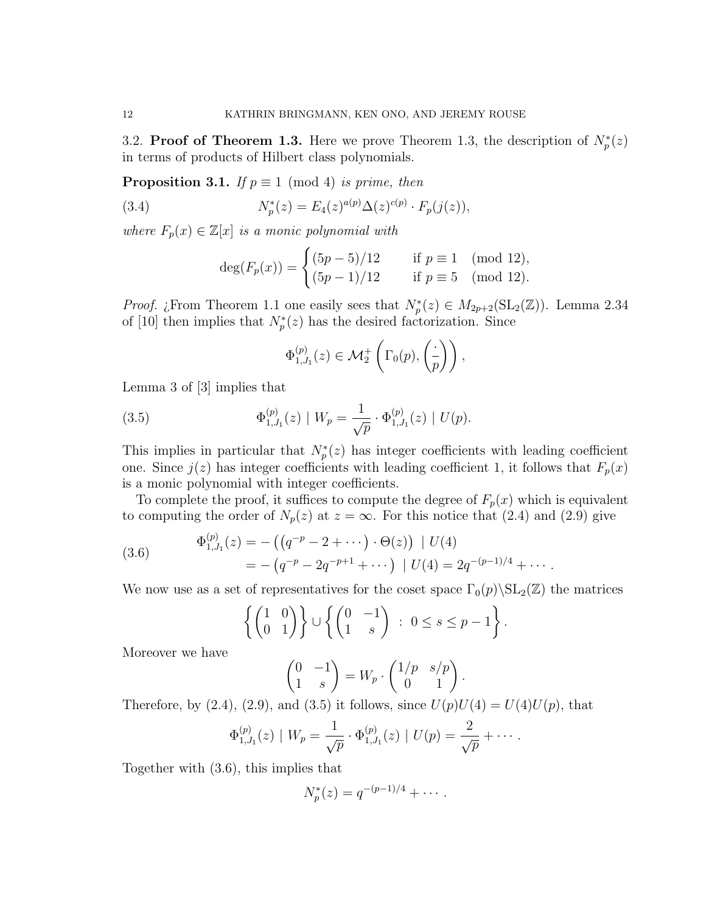3.2. **Proof of Theorem 1.3.** Here we prove Theorem 1.3, the description of $N_p^*(z)$ in terms of products of Hilbert class polynomials.

**Proposition 3.1.** *If $p \equiv 1 \pmod 4$ is prime, then*

$$N_p^*(z) = E_4(z)^{a(p)} \Delta(z)^{c(p)} \cdot F_p(j(z)), \tag{3.4}$$

*where $F_p(x) \in \mathbb{Z}[x]$ is a monic polynomial with*

$$\deg(F_p(x)) = \begin{cases} (5p-5)/12 & \text{if } p \equiv 1 \pmod{12}, \\ (5p-1)/12 & \text{if } p \equiv 5 \pmod{12}. \end{cases}$$

*Proof.* ¿From Theorem 1.1 one easily sees that $N_p^*(z) \in M_{2p+2}(\mathrm{SL}_2(\mathbb{Z}))$. Lemma 2.34 of [10] then implies that $N_p^*(z)$ has the desired factorization. Since

$$\Phi_{1,J_1}^{(p)}(z) \in \mathcal{M}_2^+\left(\Gamma_0(p), \left(\frac{\cdot}{p}\right)\right),$$

Lemma 3 of [3] implies that

$$\Phi_{1,J_1}^{(p)}(z) \mid W_p = \frac{1}{\sqrt{p}} \cdot \Phi_{1,J_1}^{(p)}(z) \mid U(p). \tag{3.5}$$

This implies in particular that $N_p^*(z)$ has integer coefficients with leading coefficient one. Since $j(z)$ has integer coefficients with leading coefficient 1, it follows that $F_p(x)$ is a monic polynomial with integer coefficients.

To complete the proof, it suffices to compute the degree of $F_p(x)$ which is equivalent to computing the order of $N_p(z)$ at $z = \infty$. For this notice that (2.4) and (2.9) give

$$\begin{aligned} \Phi_{1,J_1}^{(p)}(z) &= -\left(\left(q^{-p} - 2 + \cdots\right) \cdot \Theta(z)\right) \mid U(4) \\ &= -\left(q^{-p} - 2q^{-p+1} + \cdots\right) \mid U(4) = 2q^{-(p-1)/4} + \cdots . \end{aligned} \tag{3.6}$$

We now use as a set of representatives for the coset space $\Gamma_0(p)\backslash \mathrm{SL}_2(\mathbb{Z})$ the matrices

$$\left\{ \begin{pmatrix} 1 & 0 \\ 0 & 1 \end{pmatrix} \right\} \cup \left\{ \begin{pmatrix} 0 & -1 \\ 1 & s \end{pmatrix} \; : \; 0 \leq s \leq p-1 \right\}.$$

Moreover we have

$$\begin{pmatrix} 0 & -1 \\ 1 & s \end{pmatrix} = W_p \cdot \begin{pmatrix} 1/p & s/p \\ 0 & 1 \end{pmatrix}.$$

Therefore, by (2.4), (2.9), and (3.5) it follows, since $U(p)U(4) = U(4)U(p)$, that

$$\Phi_{1,J_1}^{(p)}(z) \mid W_p = \frac{1}{\sqrt{p}} \cdot \Phi_{1,J_1}^{(p)}(z) \mid U(p) = \frac{2}{\sqrt{p}} + \cdots .$$

Together with (3.6), this implies that

$$N_p^*(z) = q^{-(p-1)/4} + \cdots .$$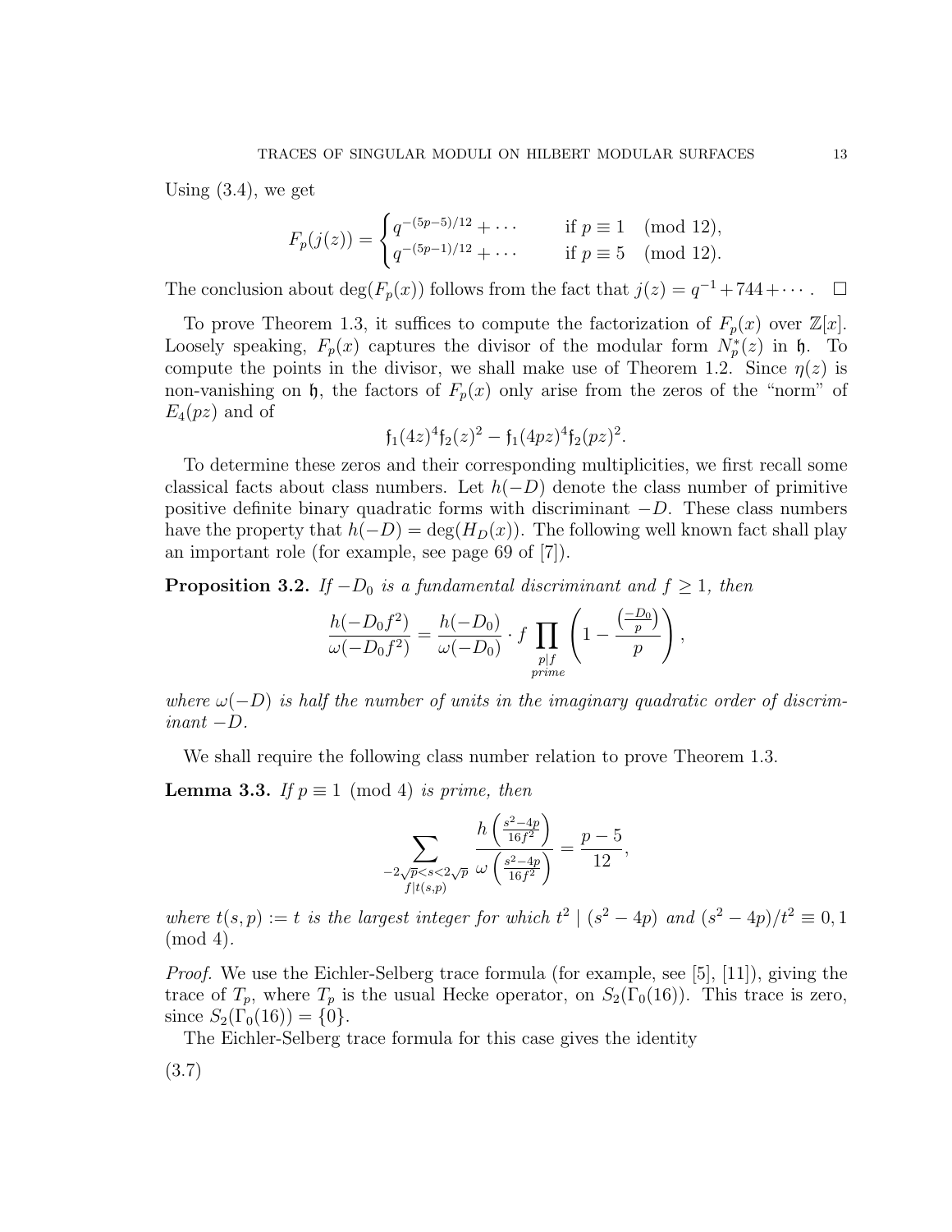Using (3.4), we get

$$F_p(j(z)) = \begin{cases} q^{-(5p-5)/12} + \cdots & \text{if } p \equiv 1 \pmod{12}, \\ q^{-(5p-1)/12} + \cdots & \text{if } p \equiv 5 \pmod{12}. \end{cases}$$

The conclusion about $\deg(F_p(x))$ follows from the fact that $j(z) = q^{-1} + 744 + \cdots$. $\square$

To prove Theorem 1.3, it suffices to compute the factorization of $F_p(x)$ over $\mathbb{Z}[x]$. Loosely speaking, $F_p(x)$ captures the divisor of the modular form $N_p^*(z)$ in $\mathfrak{h}$. To compute the points in the divisor, we shall make use of Theorem 1.2. Since $\eta(z)$ is non-vanishing on $\mathfrak{h}$, the factors of $F_p(x)$ only arise from the zeros of the "norm" of $E_4(pz)$ and of

$$\mathfrak{f}_1(4z)^4 \mathfrak{f}_2(z)^2 - \mathfrak{f}_1(4pz)^4 \mathfrak{f}_2(pz)^2.$$

To determine these zeros and their corresponding multiplicities, we first recall some classical facts about class numbers. Let $h(-D)$ denote the class number of primitive positive definite binary quadratic forms with discriminant $-D$. These class numbers have the property that $h(-D) = \deg(H_D(x))$. The following well known fact shall play an important role (for example, see page 69 of [7]).

**Proposition 3.2.** *If $-D_0$ is a fundamental discriminant and $f \geq 1$, then*

$$\frac{h(-D_0 f^2)}{\omega(-D_0 f^2)} = \frac{h(-D_0)}{\omega(-D_0)} \cdot f \prod_{\substack{p \mid f \\ prime}} \left(1 - \frac{\left(\frac{-D_0}{p}\right)}{p}\right),$$

*where $\omega(-D)$ is half the number of units in the imaginary quadratic order of discriminant $-D$.*

We shall require the following class number relation to prove Theorem 1.3.

**Lemma 3.3.** *If $p \equiv 1 \pmod{4}$ is prime, then*

$$\sum_{\substack{-2\sqrt{p} < s < 2\sqrt{p} \\ f \mid t(s,p)}} \frac{h\left(\frac{s^2-4p}{16f^2}\right)}{\omega\left(\frac{s^2-4p}{16f^2}\right)} = \frac{p-5}{12},$$

*where $t(s,p) := t$ is the largest integer for which $t^2 \mid (s^2 - 4p)$ and $(s^2 - 4p)/t^2 \equiv 0, 1 \pmod{4}$.*

*Proof.* We use the Eichler-Selberg trace formula (for example, see [5], [11]), giving the trace of $T_p$, where $T_p$ is the usual Hecke operator, on $S_2(\Gamma_0(16))$. This trace is zero, since $S_2(\Gamma_0(16)) = \{0\}$.

The Eichler-Selberg trace formula for this case gives the identity

(3.7)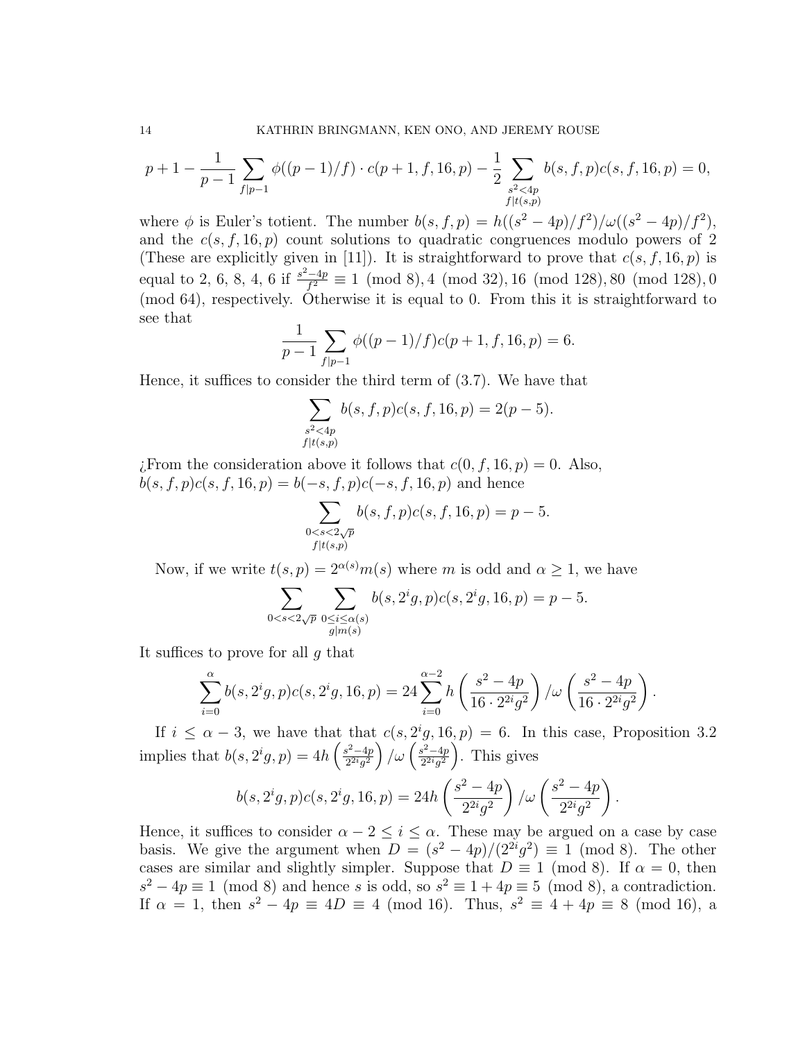$$p+1-\frac{1}{p-1}\sum_{f|p-1}\phi((p-1)/f)\cdot c(p+1,f,16,p)-\frac{1}{2}\sum_{\substack{s^2<4p\\ f|t(s,p)}} b(s,f,p)c(s,f,16,p)=0,$$

where $\phi$ is Euler's totient. The number $b(s,f,p)=h((s^2-4p)/f^2)/\omega((s^2-4p)/f^2)$, and the $c(s,f,16,p)$ count solutions to quadratic congruences modulo powers of 2 (These are explicitly given in [11]). It is straightforward to prove that $c(s,f,16,p)$ is equal to 2, 6, 8, 4, 6 if $\frac{s^2-4p}{f^2}\equiv 1 \pmod 8, 4 \pmod{32}, 16 \pmod{128}, 80 \pmod{128}, 0 \pmod{64}$, respectively. Otherwise it is equal to 0. From this it is straightforward to see that

$$\frac{1}{p-1}\sum_{f|p-1}\phi((p-1)/f)c(p+1,f,16,p)=6.$$

Hence, it suffices to consider the third term of (3.7). We have that

$$\sum_{\substack{s^2<4p\\ f|t(s,p)}} b(s,f,p)c(s,f,16,p)=2(p-5).$$

¿From the consideration above it follows that $c(0,f,16,p)=0$. Also, $b(s,f,p)c(s,f,16,p)=b(-s,f,p)c(-s,f,16,p)$ and hence

$$\sum_{\substack{0<s<2\sqrt{p}\\ f|t(s,p)}} b(s,f,p)c(s,f,16,p)=p-5.$$

Now, if we write $t(s,p)=2^{\alpha(s)}m(s)$ where $m$ is odd and $\alpha\geq 1$, we have

$$\sum_{0<s<2\sqrt{p}}\ \sum_{\substack{0\leq i\leq\alpha(s)\\ g|m(s)}} b(s,2^ig,p)c(s,2^ig,16,p)=p-5.$$

It suffices to prove for all $g$ that

$$\sum_{i=0}^{\alpha} b(s,2^ig,p)c(s,2^ig,16,p)=24\sum_{i=0}^{\alpha-2} h\left(\frac{s^2-4p}{16\cdot 2^{2i}g^2}\right)/\omega\left(\frac{s^2-4p}{16\cdot 2^{2i}g^2}\right).$$

If $i\leq\alpha-3$, we have that that $c(s,2^ig,16,p)=6$. In this case, Proposition 3.2 implies that $b(s,2^ig,p)=4h\left(\frac{s^2-4p}{2^{2i}g^2}\right)/\omega\left(\frac{s^2-4p}{2^{2i}g^2}\right)$. This gives

$$b(s,2^ig,p)c(s,2^ig,16,p)=24h\left(\frac{s^2-4p}{2^{2i}g^2}\right)/\omega\left(\frac{s^2-4p}{2^{2i}g^2}\right).$$

Hence, it suffices to consider $\alpha-2\leq i\leq\alpha$. These may be argued on a case by case basis. We give the argument when $D=(s^2-4p)/(2^{2i}g^2)\equiv 1 \pmod 8$. The other cases are similar and slightly simpler. Suppose that $D\equiv 1 \pmod 8$. If $\alpha=0$, then $s^2-4p\equiv 1 \pmod 8$ and hence $s$ is odd, so $s^2\equiv 1+4p\equiv 5 \pmod 8$, a contradiction. If $\alpha=1$, then $s^2-4p\equiv 4D\equiv 4 \pmod{16}$. Thus, $s^2\equiv 4+4p\equiv 8 \pmod{16}$, a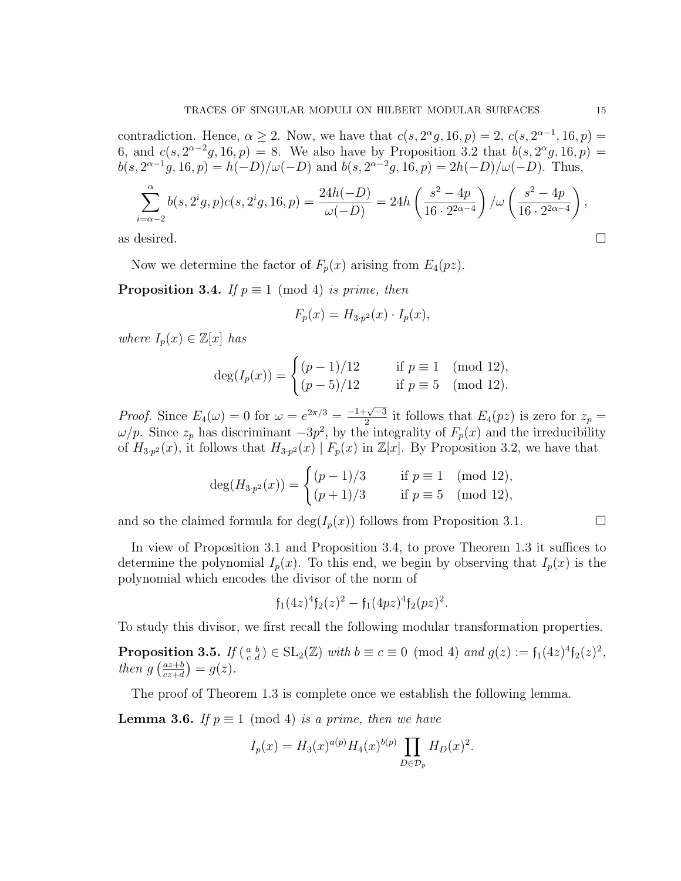contradiction. Hence, $\alpha \geq 2$. Now, we have that $c(s, 2^\alpha g, 16, p) = 2$, $c(s, 2^{\alpha-1}, 16, p) = 6$, and $c(s, 2^{\alpha-2}g, 16, p) = 8$. We also have by Proposition 3.2 that $b(s, 2^\alpha g, 16, p) = b(s, 2^{\alpha-1}g, 16, p) = h(-D)/\omega(-D)$ and $b(s, 2^{\alpha-2}g, 16, p) = 2h(-D)/\omega(-D)$. Thus,

$$\sum_{i=\alpha-2}^{\alpha} b(s, 2^i g, p) c(s, 2^i g, 16, p) = \frac{24h(-D)}{\omega(-D)} = 24h\left(\frac{s^2 - 4p}{16 \cdot 2^{2\alpha-4}}\right) / \omega\left(\frac{s^2 - 4p}{16 \cdot 2^{2\alpha-4}}\right),$$

as desired. $\square$

Now we determine the factor of $F_p(x)$ arising from $E_4(pz)$.

**Proposition 3.4.** *If $p \equiv 1 \pmod 4$ is prime, then*

$$F_p(x) = H_{3\cdot p^2}(x) \cdot I_p(x),$$

*where $I_p(x) \in \mathbb{Z}[x]$ has*

$$\deg(I_p(x)) = \begin{cases} (p-1)/12 & \text{if } p \equiv 1 \pmod{12}, \\ (p-5)/12 & \text{if } p \equiv 5 \pmod{12}. \end{cases}$$

*Proof.* Since $E_4(\omega) = 0$ for $\omega = e^{2\pi/3} = \frac{-1+\sqrt{-3}}{2}$ it follows that $E_4(pz)$ is zero for $z_p = \omega/p$. Since $z_p$ has discriminant $-3p^2$, by the integrality of $F_p(x)$ and the irreducibility of $H_{3\cdot p^2}(x)$, it follows that $H_{3\cdot p^2}(x) \mid F_p(x)$ in $\mathbb{Z}[x]$. By Proposition 3.2, we have that

$$\deg(H_{3\cdot p^2}(x)) = \begin{cases} (p-1)/3 & \text{if } p \equiv 1 \pmod{12}, \\ (p+1)/3 & \text{if } p \equiv 5 \pmod{12}, \end{cases}$$

and so the claimed formula for $\deg(I_p(x))$ follows from Proposition 3.1. $\square$

In view of Proposition 3.1 and Proposition 3.4, to prove Theorem 1.3 it suffices to determine the polynomial $I_p(x)$. To this end, we begin by observing that $I_p(x)$ is the polynomial which encodes the divisor of the norm of

$$\mathfrak{f}_1(4z)^4 \mathfrak{f}_2(z)^2 - \mathfrak{f}_1(4pz)^4 \mathfrak{f}_2(pz)^2.$$

To study this divisor, we first recall the following modular transformation properties.

**Proposition 3.5.** *If $\left(\begin{smallmatrix} a & b \\ c & d \end{smallmatrix}\right) \in \mathrm{SL}_2(\mathbb{Z})$ with $b \equiv c \equiv 0 \pmod 4$ and $g(z) := \mathfrak{f}_1(4z)^4 \mathfrak{f}_2(z)^2$, then $g\left(\frac{az+b}{cz+d}\right) = g(z)$.*

The proof of Theorem 1.3 is complete once we establish the following lemma.

**Lemma 3.6.** *If $p \equiv 1 \pmod 4$ is a prime, then we have*

$$I_p(x) = H_3(x)^{a(p)} H_4(x)^{b(p)} \prod_{D \in \mathcal{D}_p} H_D(x)^2.$$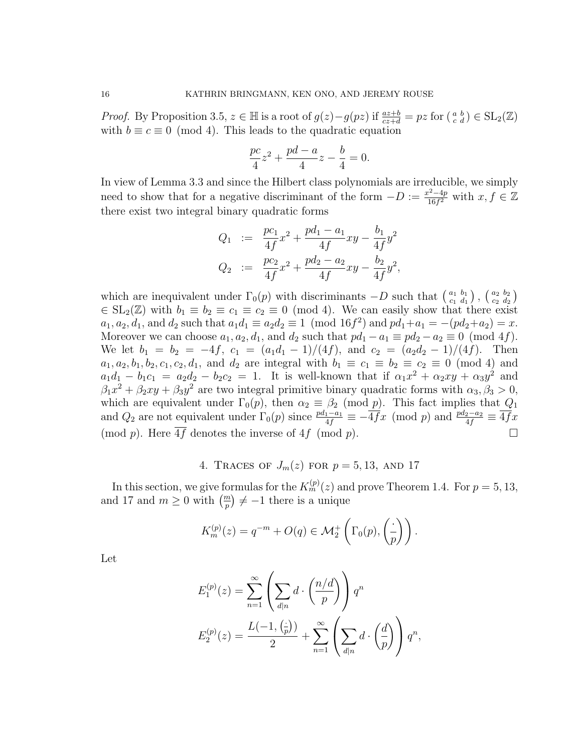*Proof.* By Proposition 3.5, $z \in \mathbb{H}$ is a root of $g(z) - g(pz)$ if $\frac{az+b}{cz+d} = pz$ for $\left(\begin{smallmatrix} a & b \\ c & d \end{smallmatrix}\right) \in \mathrm{SL}_2(\mathbb{Z})$ with $b \equiv c \equiv 0 \pmod 4$. This leads to the quadratic equation

$$\frac{pc}{4}z^2 + \frac{pd-a}{4}z - \frac{b}{4} = 0.$$

In view of Lemma 3.3 and since the Hilbert class polynomials are irreducible, we simply need to show that for a negative discriminant of the form $-D := \frac{x^2-4p}{16f^2}$ with $x, f \in \mathbb{Z}$ there exist two integral binary quadratic forms

$$\begin{aligned} Q_1 &:= \frac{pc_1}{4f}x^2 + \frac{pd_1 - a_1}{4f}xy - \frac{b_1}{4f}y^2 \\ Q_2 &:= \frac{pc_2}{4f}x^2 + \frac{pd_2 - a_2}{4f}xy - \frac{b_2}{4f}y^2, \end{aligned}$$

which are inequivalent under $\Gamma_0(p)$ with discriminants $-D$ such that $\left(\begin{smallmatrix} a_1 & b_1 \\ c_1 & d_1 \end{smallmatrix}\right), \left(\begin{smallmatrix} a_2 & b_2 \\ c_2 & d_2 \end{smallmatrix}\right) \in \mathrm{SL}_2(\mathbb{Z})$ with $b_1 \equiv b_2 \equiv c_1 \equiv c_2 \equiv 0 \pmod 4$. We can easily show that there exist $a_1, a_2, d_1$, and $d_2$ such that $a_1 d_1 \equiv a_2 d_2 \equiv 1 \pmod{16f^2}$ and $pd_1 + a_1 = -(pd_2 + a_2) = x$. Moreover we can choose $a_1, a_2, d_1$, and $d_2$ such that $pd_1 - a_1 \equiv pd_2 - a_2 \equiv 0 \pmod{4f}$. We let $b_1 = b_2 = -4f$, $c_1 = (a_1 d_1 - 1)/(4f)$, and $c_2 = (a_2 d_2 - 1)/(4f)$. Then $a_1, a_2, b_1, b_2, c_1, c_2, d_1$, and $d_2$ are integral with $b_1 \equiv c_1 \equiv b_2 \equiv c_2 \equiv 0 \pmod 4$ and $a_1 d_1 - b_1 c_1 = a_2 d_2 - b_2 c_2 = 1$. It is well-known that if $\alpha_1 x^2 + \alpha_2 xy + \alpha_3 y^2$ and $\beta_1 x^2 + \beta_2 xy + \beta_3 y^2$ are two integral primitive binary quadratic forms with $\alpha_3, \beta_3 > 0$, which are equivalent under $\Gamma_0(p)$, then $\alpha_2 \equiv \beta_2 \pmod p$. This fact implies that $Q_1$ and $Q_2$ are not equivalent under $\Gamma_0(p)$ since $\frac{pd_1 - a_1}{4f} \equiv -\overline{4f}x \pmod p$ and $\frac{pd_2 - a_2}{4f} \equiv \overline{4f}x \pmod p$. Here $\overline{4f}$ denotes the inverse of $4f \pmod p$. $\square$

## 4. Traces of $J_m(z)$ for $p = 5, 13$, and $17$

In this section, we give formulas for the $K_m^{(p)}(z)$ and prove Theorem 1.4. For $p = 5, 13$, and $17$ and $m \geq 0$ with $\left(\frac{m}{p}\right) \neq -1$ there is a unique

$$K_m^{(p)}(z) = q^{-m} + O(q) \in \mathcal{M}_2^+\left(\Gamma_0(p), \left(\frac{\cdot}{p}\right)\right).$$

Let

$$\begin{aligned} E_1^{(p)}(z) &= \sum_{n=1}^{\infty} \left( \sum_{d \mid n} d \cdot \left(\frac{n/d}{p}\right) \right) q^n \\ E_2^{(p)}(z) &= \frac{L(-1, \left(\frac{\cdot}{p}\right))}{2} + \sum_{n=1}^{\infty} \left( \sum_{d \mid n} d \cdot \left(\frac{d}{p}\right) \right) q^n, \end{aligned}$$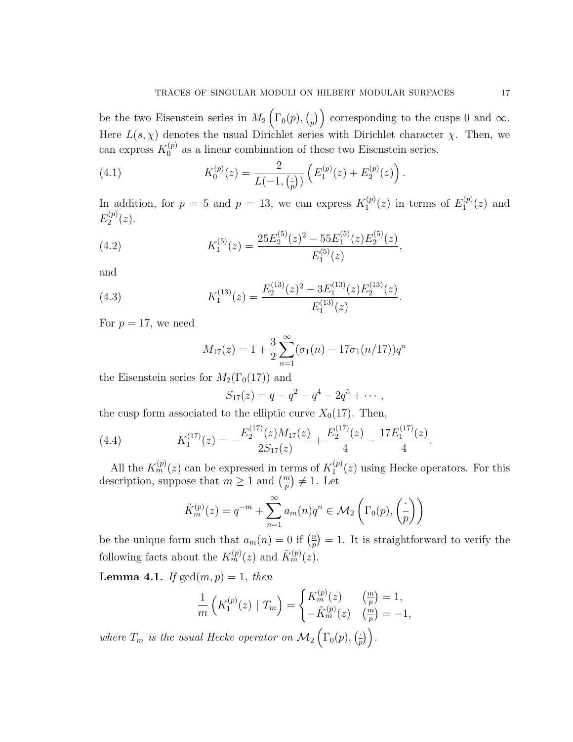be the two Eisenstein series in $M_2\left(\Gamma_0(p), \left(\frac{\cdot}{p}\right)\right)$ corresponding to the cusps 0 and $\infty$. Here $L(s,\chi)$ denotes the usual Dirichlet series with Dirichlet character $\chi$. Then, we can express $K_0^{(p)}$ as a linear combination of these two Eisenstein series.

$$K_0^{(p)}(z) = \frac{2}{L(-1, \left(\frac{\cdot}{p}\right))}\left(E_1^{(p)}(z) + E_2^{(p)}(z)\right). \tag{4.1}$$

In addition, for $p = 5$ and $p = 13$, we can express $K_1^{(p)}(z)$ in terms of $E_1^{(p)}(z)$ and $E_2^{(p)}(z)$.

$$K_1^{(5)}(z) = \frac{25E_2^{(5)}(z)^2 - 55E_1^{(5)}(z)E_2^{(5)}(z)}{E_1^{(5)}(z)}, \tag{4.2}$$

and

$$K_1^{(13)}(z) = \frac{E_2^{(13)}(z)^2 - 3E_1^{(13)}(z)E_2^{(13)}(z)}{E_1^{(13)}(z)}. \tag{4.3}$$

For $p = 17$, we need

$$M_{17}(z) = 1 + \frac{3}{2}\sum_{n=1}^{\infty}(\sigma_1(n) - 17\sigma_1(n/17))q^n$$

the Eisenstein series for $M_2(\Gamma_0(17))$ and

$$S_{17}(z) = q - q^2 - q^4 - 2q^5 + \cdots,$$

the cusp form associated to the elliptic curve $X_0(17)$. Then,

$$K_1^{(17)}(z) = -\frac{E_2^{(17)}(z)M_{17}(z)}{2S_{17}(z)} + \frac{E_2^{(17)}(z)}{4} - \frac{17E_1^{(17)}(z)}{4}. \tag{4.4}$$

All the $K_m^{(p)}(z)$ can be expressed in terms of $K_1^{(p)}(z)$ using Hecke operators. For this description, suppose that $m \geq 1$ and $\left(\frac{m}{p}\right) \neq 1$. Let

$$\tilde{K}_m^{(p)}(z) = q^{-m} + \sum_{n=1}^{\infty} a_m(n)q^n \in \mathcal{M}_2\left(\Gamma_0(p), \left(\frac{\cdot}{p}\right)\right)$$

be the unique form such that $a_m(n) = 0$ if $\left(\frac{n}{p}\right) = 1$. It is straightforward to verify the following facts about the $K_m^{(p)}(z)$ and $\tilde{K}_m^{(p)}(z)$.

**Lemma 4.1.** *If $\gcd(m,p) = 1$, then*

$$\frac{1}{m}\left(K_1^{(p)}(z) \mid T_m\right) = \begin{cases} K_m^{(p)}(z) & \left(\frac{m}{p}\right) = 1, \\ -\tilde{K}_m^{(p)}(z) & \left(\frac{m}{p}\right) = -1, \end{cases}$$

*where $T_m$ is the usual Hecke operator on $\mathcal{M}_2\left(\Gamma_0(p), \left(\frac{\cdot}{p}\right)\right)$.*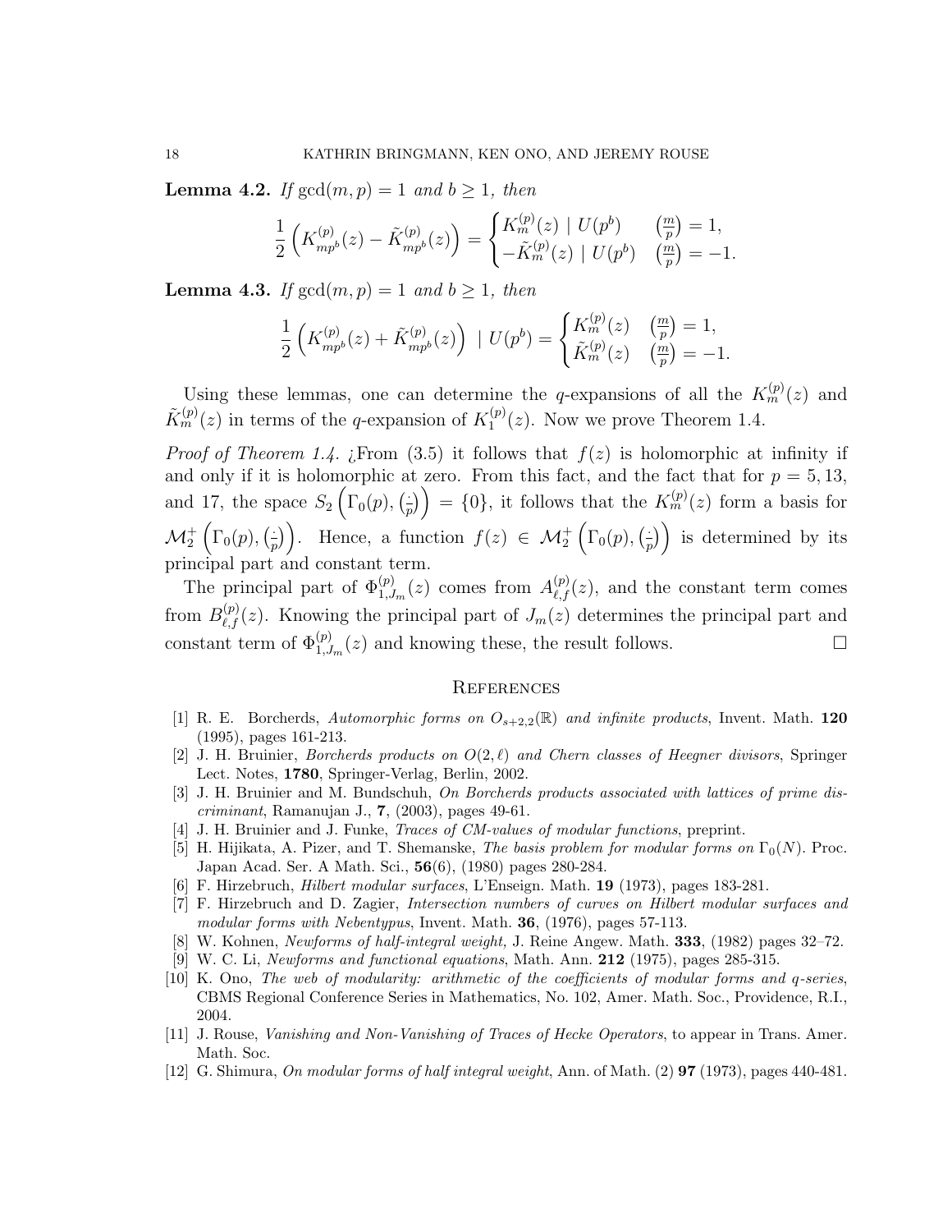**Lemma 4.2.** *If* $\gcd(m,p)=1$ *and* $b \geq 1$*, then*

$$\frac{1}{2}\left(K_{mp^b}^{(p)}(z) - \tilde{K}_{mp^b}^{(p)}(z)\right) = \begin{cases} K_m^{(p)}(z) \mid U(p^b) & \left(\frac{m}{p}\right)=1, \\ -\tilde{K}_m^{(p)}(z) \mid U(p^b) & \left(\frac{m}{p}\right)=-1. \end{cases}$$

**Lemma 4.3.** *If* $\gcd(m,p)=1$ *and* $b \geq 1$*, then*

$$\frac{1}{2}\left(K_{mp^b}^{(p)}(z) + \tilde{K}_{mp^b}^{(p)}(z)\right) \mid U(p^b) = \begin{cases} K_m^{(p)}(z) & \left(\frac{m}{p}\right)=1, \\ \tilde{K}_m^{(p)}(z) & \left(\frac{m}{p}\right)=-1. \end{cases}$$

Using these lemmas, one can determine the $q$-expansions of all the $K_m^{(p)}(z)$ and $\tilde{K}_m^{(p)}(z)$ in terms of the $q$-expansion of $K_1^{(p)}(z)$. Now we prove Theorem 1.4.

*Proof of Theorem 1.4.* ¿From (3.5) it follows that $f(z)$ is holomorphic at infinity if and only if it is holomorphic at zero. From this fact, and the fact that for $p=5,13$, and 17, the space $S_2\left(\Gamma_0(p), \left(\frac{\cdot}{p}\right)\right) = \{0\}$, it follows that the $K_m^{(p)}(z)$ form a basis for $\mathcal{M}_2^+\left(\Gamma_0(p), \left(\frac{\cdot}{p}\right)\right)$. Hence, a function $f(z) \in \mathcal{M}_2^+\left(\Gamma_0(p), \left(\frac{\cdot}{p}\right)\right)$ is determined by its principal part and constant term.

The principal part of $\Phi_{1,J_m}^{(p)}(z)$ comes from $A_{\ell,f}^{(p)}(z)$, and the constant term comes from $B_{\ell,f}^{(p)}(z)$. Knowing the principal part of $J_m(z)$ determines the principal part and constant term of $\Phi_{1,J_m}^{(p)}(z)$ and knowing these, the result follows. $\square$

## References

[1] R. E. Borcherds, *Automorphic forms on $O_{s+2,2}(\mathbb{R})$ and infinite products*, Invent. Math. **120** (1995), pages 161-213.

[2] J. H. Bruinier, *Borcherds products on $O(2,\ell)$ and Chern classes of Heegner divisors*, Springer Lect. Notes, **1780**, Springer-Verlag, Berlin, 2002.

[3] J. H. Bruinier and M. Bundschuh, *On Borcherds products associated with lattices of prime discriminant*, Ramanujan J., **7**, (2003), pages 49-61.

[4] J. H. Bruinier and J. Funke, *Traces of CM-values of modular functions*, preprint.

[5] H. Hijikata, A. Pizer, and T. Shemanske, *The basis problem for modular forms on $\Gamma_0(N)$*. Proc. Japan Acad. Ser. A Math. Sci., **56**(6), (1980) pages 280-284.

[6] F. Hirzebruch, *Hilbert modular surfaces*, L'Enseign. Math. **19** (1973), pages 183-281.

[7] F. Hirzebruch and D. Zagier, *Intersection numbers of curves on Hilbert modular surfaces and modular forms with Nebentypus*, Invent. Math. **36**, (1976), pages 57-113.

[8] W. Kohnen, *Newforms of half-integral weight,* J. Reine Angew. Math. **333**, (1982) pages 32–72.

[9] W. C. Li, *Newforms and functional equations*, Math. Ann. **212** (1975), pages 285-315.

[10] K. Ono, *The web of modularity: arithmetic of the coefficients of modular forms and q-series*, CBMS Regional Conference Series in Mathematics, No. 102, Amer. Math. Soc., Providence, R.I., 2004.

[11] J. Rouse, *Vanishing and Non-Vanishing of Traces of Hecke Operators*, to appear in Trans. Amer. Math. Soc.

[12] G. Shimura, *On modular forms of half integral weight*, Ann. of Math. (2) **97** (1973), pages 440-481.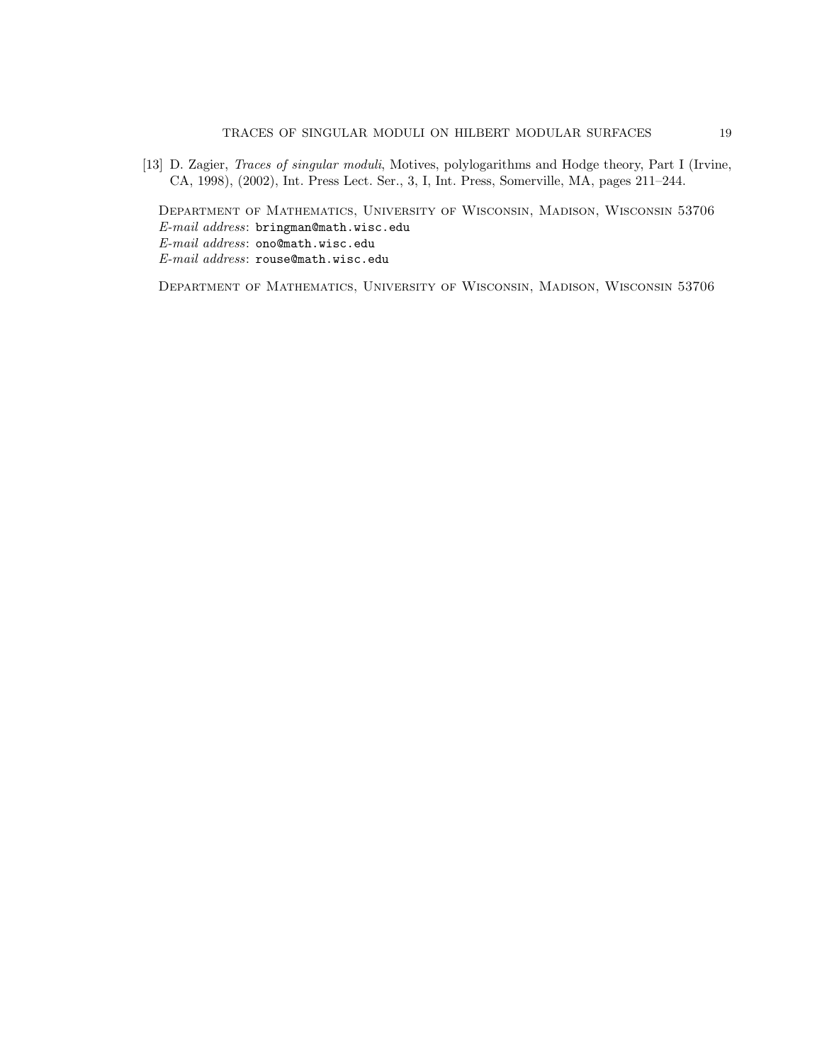[13] D. Zagier, *Traces of singular moduli*, Motives, polylogarithms and Hodge theory, Part I (Irvine, CA, 1998), (2002), Int. Press Lect. Ser., 3, I, Int. Press, Somerville, MA, pages 211–244.

Department of Mathematics, University of Wisconsin, Madison, Wisconsin 53706
*E-mail address*: bringman@math.wisc.edu
*E-mail address*: ono@math.wisc.edu
*E-mail address*: rouse@math.wisc.edu

Department of Mathematics, University of Wisconsin, Madison, Wisconsin 53706